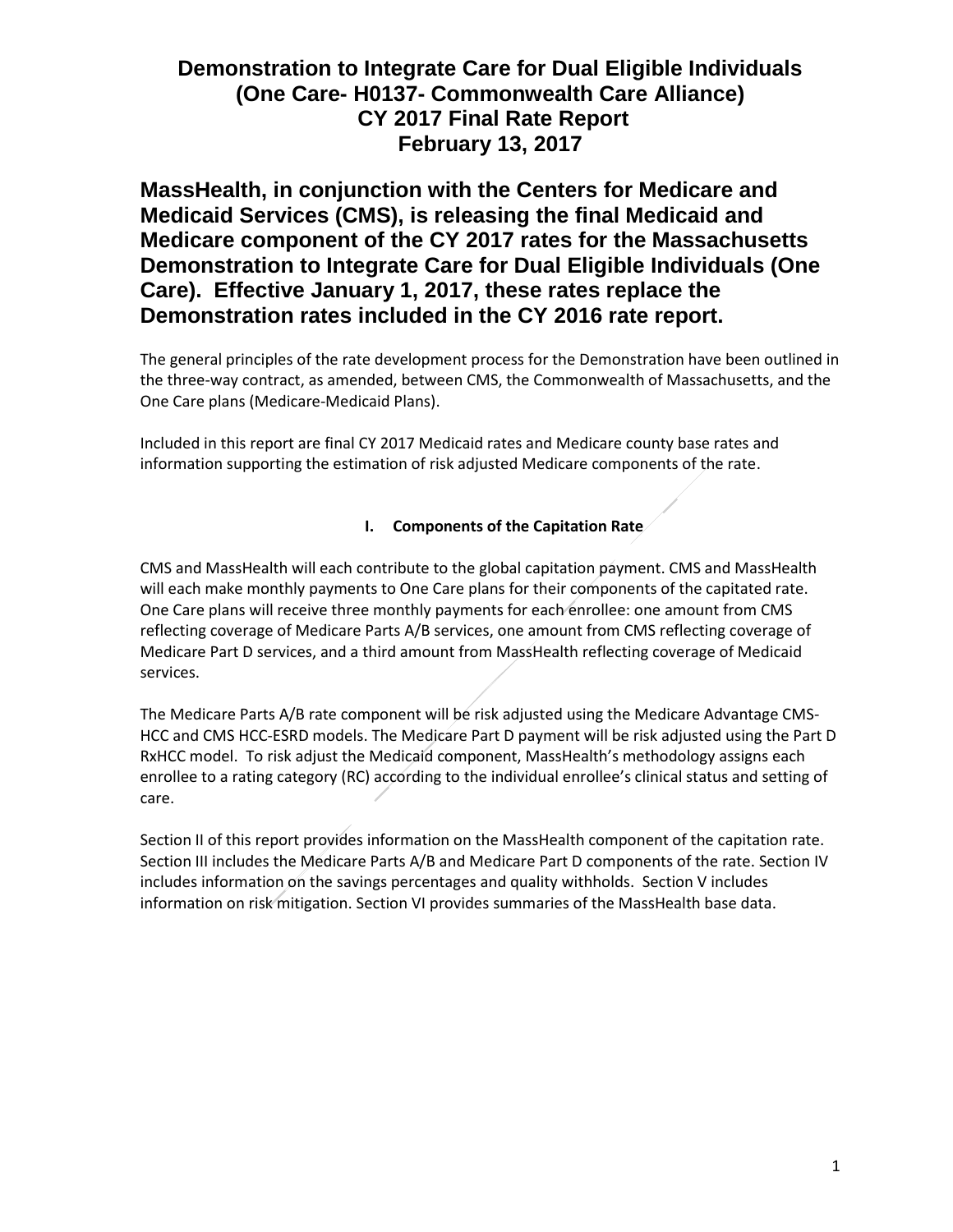# Demonstration to Integrate Care for Dual Eligible Individuals (One Care- H0137- Commonwealth Care Alliance) CY 2017 Final Rate Report February 13, 2017

## MassHealth, in conjunction with the Centers for Medicare and Medicaid Services (CMS), is releasing the final Medicaid and Medicare component of the CY 2017 rates for the Massachusetts Demonstration to Integrate Care for Dual Eligible Individuals (One Care). Effective January 1, 2017, these rates replace the Demonstration rates included in the CY 2016 rate report.

The general principles of the rate development process for the Demonstration have been outlined in the three-way contract, as amended, between CMS, the Commonwealth of Massachusetts, and the One Care plans (Medicare-Medicaid Plans).

Included in this report are final CY 2017 Medicaid rates and Medicare county base rates and information supporting the estimation of risk adjusted Medicare components of the rate.

### I. Components of the Capitation Rate

CMS and MassHealth will each contribute to the global capitation payment. CMS and MassHealth will each make monthly payments to One Care plans for their components of the capitated rate. One Care plans will receive three monthly payments for each enrollee: one amount from CMS reflecting coverage of Medicare Parts A/B services, one amount from CMS reflecting coverage of Medicare Part D services, and a third amount from MassHealth reflecting coverage of Medicaid services.

The Medicare Parts A/B rate component will be risk adjusted using the Medicare Advantage CMS-HCC and CMS HCC-ESRD models. The Medicare Part D payment will be risk adjusted using the Part D RxHCC model. To risk adjust the Medicaid component, MassHealth's methodology assigns each enrollee to a rating category (RC) according to the individual enrollee's clinical status and setting of care.

Section II of this report provides information on the MassHealth component of the capitation rate. Section III includes the Medicare Parts A/B and Medicare Part D components of the rate. Section IV includes information on the savings percentages and quality withholds. Section V includes information on risk mitigation. Section VI provides summaries of the MassHealth base data.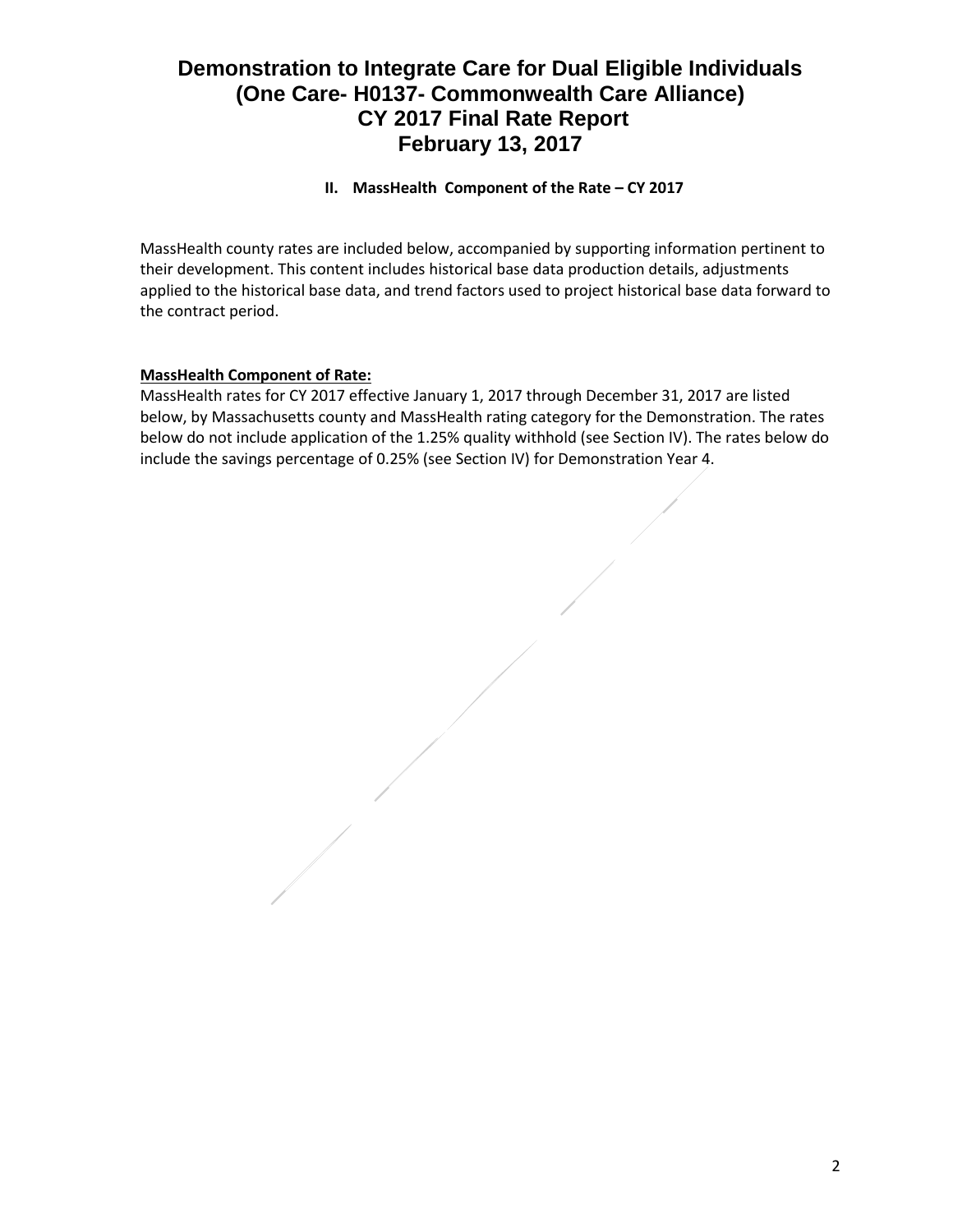# Demonstration to Integrate Care for Dual Eligible Individuals (One Care- H0137- Commonwealth Care Alliance) CY 2017 Final Rate Report February 13, 2017

## II. MassHealth Component of the Rate – CY 2017

MassHealth county rates are included below, accompanied by supporting information pertinent to their development. This content includes historical base data production details, adjustments applied to the historical base data, and trend factors used to project historical base data forward to the contract period.

**MassHealth Component of Rate:**

MassHealth rates for CY 2017 effective January 1, 2017 through December 31, 2017 are listed below, by Massachusetts county and MassHealth rating category for the Demonstration. The rates below do not include application of the 1.25% quality withhold (see Section IV). The rates below do include the savings percentage of 0.25% (see Section IV) for Demonstration Year 4.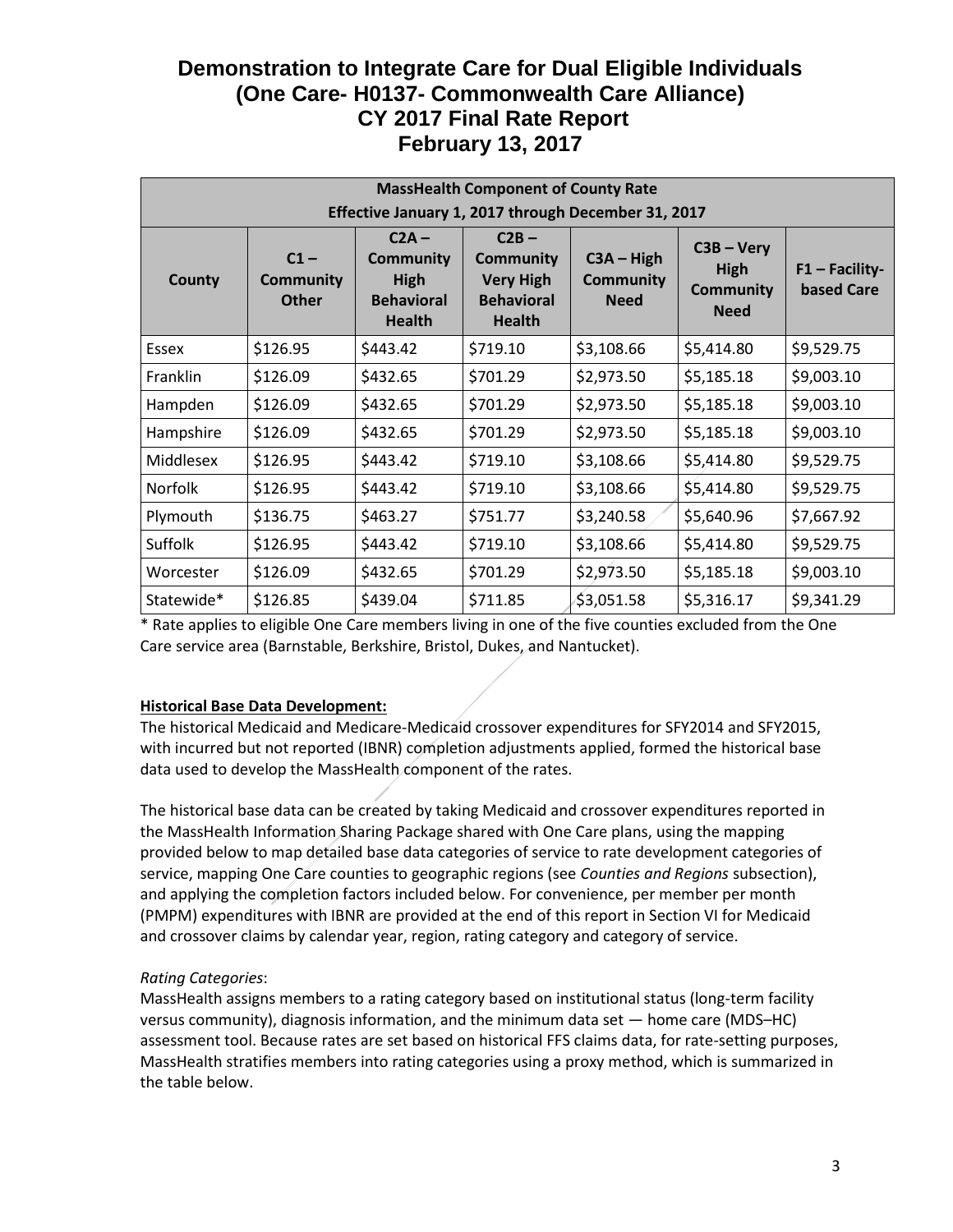# Demonstration to Integrate Care for Dual Eligible Individuals (One Care- H0137- Commonwealth Care Alliance) CY 2017 Final Rate Report February 13, 2017

| MassHealth Component of County Rate Effective January 1, 2017 through December 31, 2017 | | | | | | |
|---|---|---|---|---|---|---|
| **County** | **C1 – Community Other** | **C2A – Community High Behavioral Health** | **C2B – Community Very High Behavioral Health** | **C3A – High Community Need** | **C3B – Very High Community Need** | **F1 – Facility-based Care** |
| Essex | $126.95 | $443.42 | $719.10 | $3,108.66 | $5,414.80 | $9,529.75 |
| Franklin | $126.09 | $432.65 | $701.29 | $2,973.50 | $5,185.18 | $9,003.10 |
| Hampden | $126.09 | $432.65 | $701.29 | $2,973.50 | $5,185.18 | $9,003.10 |
| Hampshire | $126.09 | $432.65 | $701.29 | $2,973.50 | $5,185.18 | $9,003.10 |
| Middlesex | $126.95 | $443.42 | $719.10 | $3,108.66 | $5,414.80 | $9,529.75 |
| Norfolk | $126.95 | $443.42 | $719.10 | $3,108.66 | $5,414.80 | $9,529.75 |
| Plymouth | $136.75 | $463.27 | $751.77 | $3,240.58 | $5,640.96 | $7,667.92 |
| Suffolk | $126.95 | $443.42 | $719.10 | $3,108.66 | $5,414.80 | $9,529.75 |
| Worcester | $126.09 | $432.65 | $701.29 | $2,973.50 | $5,185.18 | $9,003.10 |
| Statewide* | $126.85 | $439.04 | $711.85 | $3,051.58 | $5,316.17 | $9,341.29 |

\* Rate applies to eligible One Care members living in one of the five counties excluded from the One Care service area (Barnstable, Berkshire, Bristol, Dukes, and Nantucket).

**Historical Base Data Development:**

The historical Medicaid and Medicare-Medicaid crossover expenditures for SFY2014 and SFY2015, with incurred but not reported (IBNR) completion adjustments applied, formed the historical base data used to develop the MassHealth component of the rates.

The historical base data can be created by taking Medicaid and crossover expenditures reported in the MassHealth Information Sharing Package shared with One Care plans, using the mapping provided below to map detailed base data categories of service to rate development categories of service, mapping One Care counties to geographic regions (see *Counties and Regions* subsection), and applying the completion factors included below. For convenience, per member per month (PMPM) expenditures with IBNR are provided at the end of this report in Section VI for Medicaid and crossover claims by calendar year, region, rating category and category of service.

*Rating Categories*:

MassHealth assigns members to a rating category based on institutional status (long-term facility versus community), diagnosis information, and the minimum data set — home care (MDS–HC) assessment tool. Because rates are set based on historical FFS claims data, for rate-setting purposes, MassHealth stratifies members into rating categories using a proxy method, which is summarized in the table below.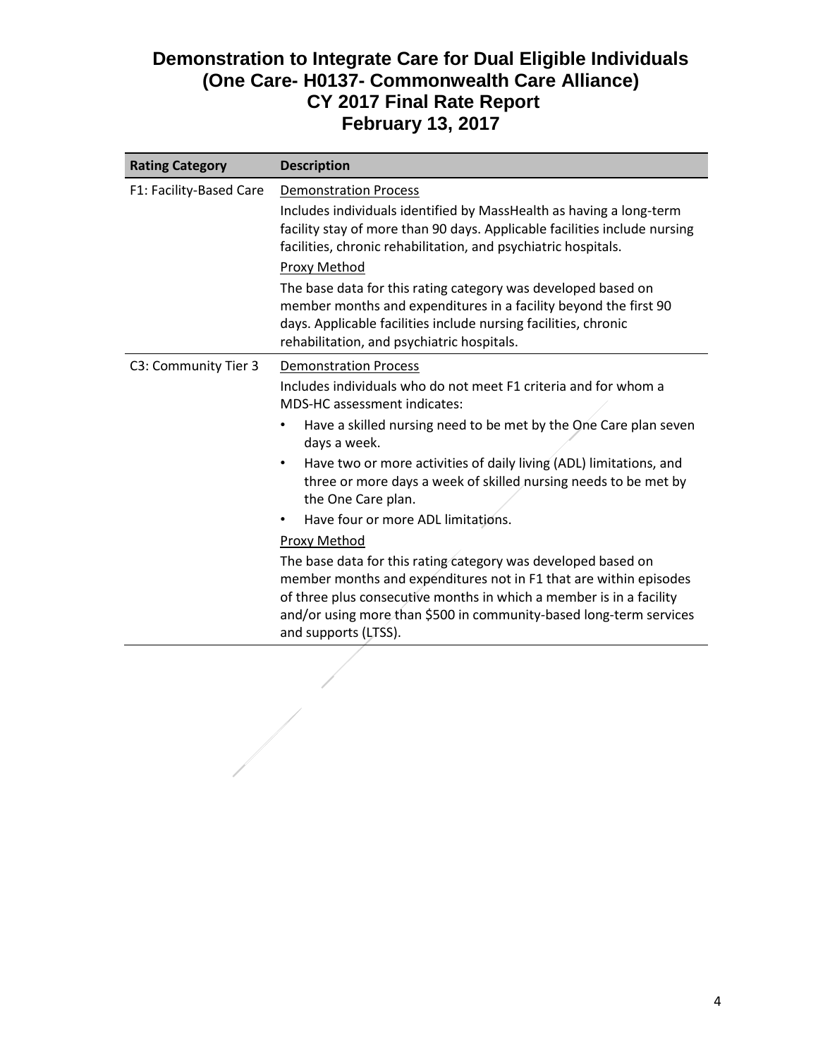# Demonstration to Integrate Care for Dual Eligible Individuals (One Care- H0137- Commonwealth Care Alliance) CY 2017 Final Rate Report February 13, 2017

| Rating Category | Description |
|---|---|
| F1: Facility-Based Care | Demonstration Process<br>Includes individuals identified by MassHealth as having a long-term facility stay of more than 90 days. Applicable facilities include nursing facilities, chronic rehabilitation, and psychiatric hospitals.<br>Proxy Method<br>The base data for this rating category was developed based on member months and expenditures in a facility beyond the first 90 days. Applicable facilities include nursing facilities, chronic rehabilitation, and psychiatric hospitals. |
| C3: Community Tier 3 | Demonstration Process<br>Includes individuals who do not meet F1 criteria and for whom a MDS-HC assessment indicates:<br>• Have a skilled nursing need to be met by the One Care plan seven days a week.<br>• Have two or more activities of daily living (ADL) limitations, and three or more days a week of skilled nursing needs to be met by the One Care plan.<br>• Have four or more ADL limitations.<br>Proxy Method<br>The base data for this rating category was developed based on member months and expenditures not in F1 that are within episodes of three plus consecutive months in which a member is in a facility and/or using more than $500 in community-based long-term services and supports (LTSS). |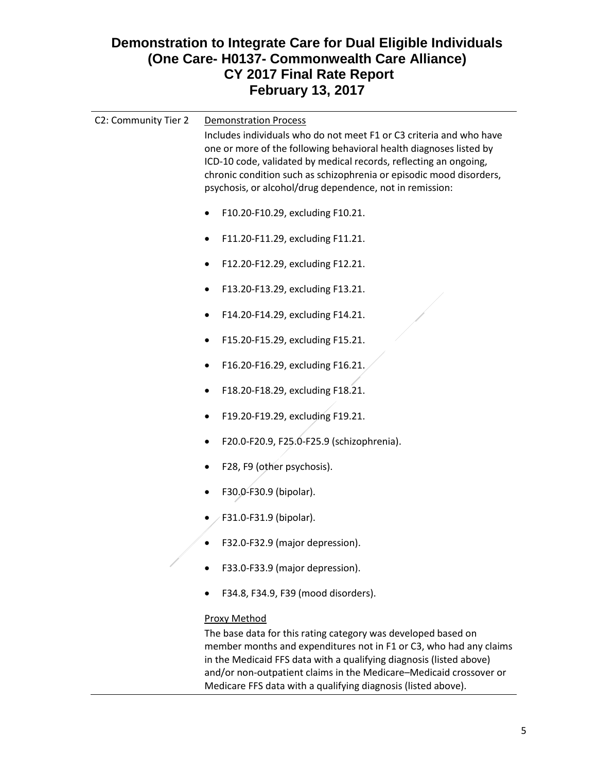| | |
|---|---|
| C2: Community Tier 2 | Demonstration Process<br>Includes individuals who do not meet F1 or C3 criteria and who have one or more of the following behavioral health diagnoses listed by ICD-10 code, validated by medical records, reflecting an ongoing, chronic condition such as schizophrenia or episodic mood disorders, psychosis, or alcohol/drug dependence, not in remission:<br>• F10.20-F10.29, excluding F10.21.<br>• F11.20-F11.29, excluding F11.21.<br>• F12.20-F12.29, excluding F12.21.<br>• F13.20-F13.29, excluding F13.21.<br>• F14.20-F14.29, excluding F14.21.<br>• F15.20-F15.29, excluding F15.21.<br>• F16.20-F16.29, excluding F16.21.<br>• F18.20-F18.29, excluding F18.21.<br>• F19.20-F19.29, excluding F19.21.<br>• F20.0-F20.9, F25.0-F25.9 (schizophrenia).<br>• F28, F9 (other psychosis).<br>• F30.0-F30.9 (bipolar).<br>• F31.0-F31.9 (bipolar).<br>• F32.0-F32.9 (major depression).<br>• F33.0-F33.9 (major depression).<br>• F34.8, F34.9, F39 (mood disorders).<br><br>Proxy Method<br>The base data for this rating category was developed based on member months and expenditures not in F1 or C3, who had any claims in the Medicaid FFS data with a qualifying diagnosis (listed above) and/or non-outpatient claims in the Medicare–Medicaid crossover or Medicare FFS data with a qualifying diagnosis (listed above). |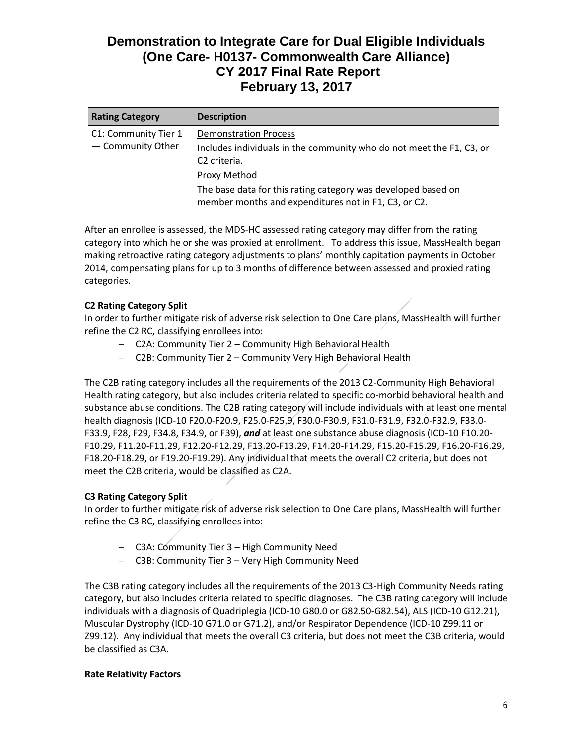| Rating Category | Description |
| --- | --- |
| C1: Community Tier 1 — Community Other | Demonstration Process<br>Includes individuals in the community who do not meet the F1, C3, or C2 criteria.<br>Proxy Method<br>The base data for this rating category was developed based on member months and expenditures not in F1, C3, or C2. |

After an enrollee is assessed, the MDS-HC assessed rating category may differ from the rating category into which he or she was proxied at enrollment. To address this issue, MassHealth began making retroactive rating category adjustments to plans' monthly capitation payments in October 2014, compensating plans for up to 3 months of difference between assessed and proxied rating categories.

**C2 Rating Category Split**

In order to further mitigate risk of adverse risk selection to One Care plans, MassHealth will further refine the C2 RC, classifying enrollees into:

- C2A: Community Tier 2 – Community High Behavioral Health
- C2B: Community Tier 2 – Community Very High Behavioral Health

The C2B rating category includes all the requirements of the 2013 C2-Community High Behavioral Health rating category, but also includes criteria related to specific co-morbid behavioral health and substance abuse conditions. The C2B rating category will include individuals with at least one mental health diagnosis (ICD-10 F20.0-F20.9, F25.0-F25.9, F30.0-F30.9, F31.0-F31.9, F32.0-F32.9, F33.0-F33.9, F28, F29, F34.8, F34.9, or F39), ***and*** at least one substance abuse diagnosis (ICD-10 F10.20-F10.29, F11.20-F11.29, F12.20-F12.29, F13.20-F13.29, F14.20-F14.29, F15.20-F15.29, F16.20-F16.29, F18.20-F18.29, or F19.20-F19.29). Any individual that meets the overall C2 criteria, but does not meet the C2B criteria, would be classified as C2A.

**C3 Rating Category Split**

In order to further mitigate risk of adverse risk selection to One Care plans, MassHealth will further refine the C3 RC, classifying enrollees into:

- C3A: Community Tier 3 – High Community Need
- C3B: Community Tier 3 – Very High Community Need

The C3B rating category includes all the requirements of the 2013 C3-High Community Needs rating category, but also includes criteria related to specific diagnoses. The C3B rating category will include individuals with a diagnosis of Quadriplegia (ICD-10 G80.0 or G82.50-G82.54), ALS (ICD-10 G12.21), Muscular Dystrophy (ICD-10 G71.0 or G71.2), and/or Respirator Dependence (ICD-10 Z99.11 or Z99.12). Any individual that meets the overall C3 criteria, but does not meet the C3B criteria, would be classified as C3A.

**Rate Relativity Factors**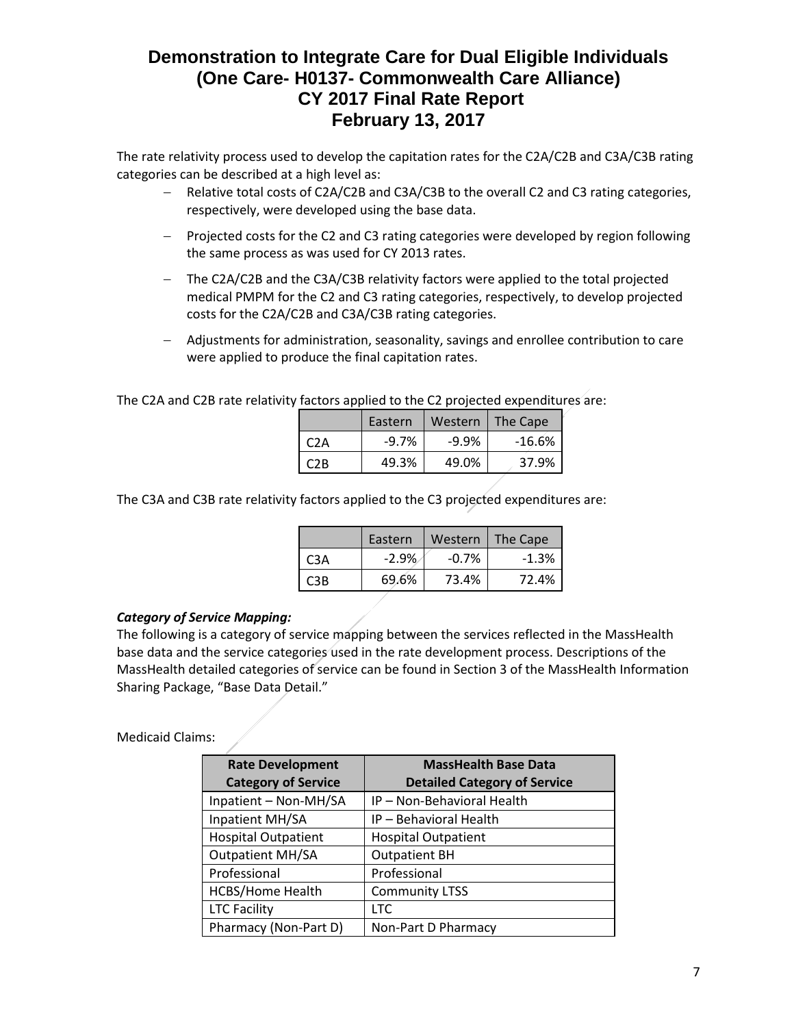The rate relativity process used to develop the capitation rates for the C2A/C2B and C3A/C3B rating categories can be described at a high level as:

- Relative total costs of C2A/C2B and C3A/C3B to the overall C2 and C3 rating categories, respectively, were developed using the base data.
- Projected costs for the C2 and C3 rating categories were developed by region following the same process as was used for CY 2013 rates.
- The C2A/C2B and the C3A/C3B relativity factors were applied to the total projected medical PMPM for the C2 and C3 rating categories, respectively, to develop projected costs for the C2A/C2B and C3A/C3B rating categories.
- Adjustments for administration, seasonality, savings and enrollee contribution to care were applied to produce the final capitation rates.

The C2A and C2B rate relativity factors applied to the C2 projected expenditures are:

| | Eastern | Western | The Cape |
|---|---|---|---|
| C2A | -9.7% | -9.9% | -16.6% |
| C2B | 49.3% | 49.0% | 37.9% |

The C3A and C3B rate relativity factors applied to the C3 projected expenditures are:

| | Eastern | Western | The Cape |
|---|---|---|---|
| C3A | -2.9% | -0.7% | -1.3% |
| C3B | 69.6% | 73.4% | 72.4% |

***Category of Service Mapping:***

The following is a category of service mapping between the services reflected in the MassHealth base data and the service categories used in the rate development process. Descriptions of the MassHealth detailed categories of service can be found in Section 3 of the MassHealth Information Sharing Package, "Base Data Detail."

Medicaid Claims:

| Rate Development Category of Service | MassHealth Base Data Detailed Category of Service |
|---|---|
| Inpatient – Non-MH/SA | IP – Non-Behavioral Health |
| Inpatient MH/SA | IP – Behavioral Health |
| Hospital Outpatient | Hospital Outpatient |
| Outpatient MH/SA | Outpatient BH |
| Professional | Professional |
| HCBS/Home Health | Community LTSS |
| LTC Facility | LTC |
| Pharmacy (Non-Part D) | Non-Part D Pharmacy |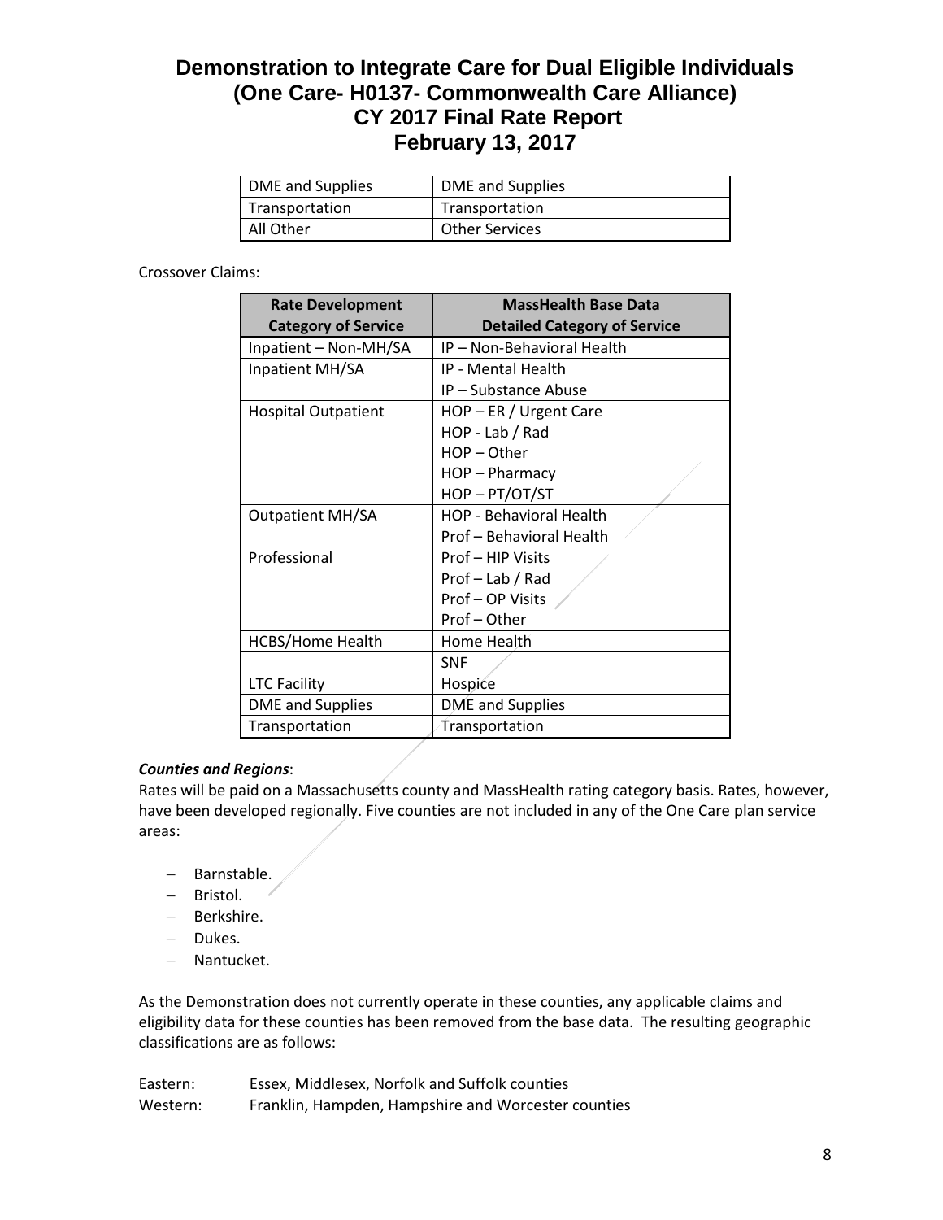| DME and Supplies | DME and Supplies |
|---|---|
| Transportation | Transportation |
| All Other | Other Services |

Crossover Claims:

| Rate Development Category of Service | MassHealth Base Data Detailed Category of Service |
|---|---|
| Inpatient – Non-MH/SA | IP – Non-Behavioral Health |
| Inpatient MH/SA | IP - Mental Health |
| | IP – Substance Abuse |
| Hospital Outpatient | HOP – ER / Urgent Care |
| | HOP - Lab / Rad |
| | HOP – Other |
| | HOP – Pharmacy |
| | HOP – PT/OT/ST |
| Outpatient MH/SA | HOP - Behavioral Health |
| | Prof – Behavioral Health |
| Professional | Prof – HIP Visits |
| | Prof – Lab / Rad |
| | Prof – OP Visits |
| | Prof – Other |
| HCBS/Home Health | Home Health |
| LTC Facility | SNF |
| | Hospice |
| DME and Supplies | DME and Supplies |
| Transportation | Transportation |

***Counties and Regions***:

Rates will be paid on a Massachusetts county and MassHealth rating category basis. Rates, however, have been developed regionally. Five counties are not included in any of the One Care plan service areas:

- Barnstable.
- Bristol.
- Berkshire.
- Dukes.
- Nantucket.

As the Demonstration does not currently operate in these counties, any applicable claims and eligibility data for these counties has been removed from the base data. The resulting geographic classifications are as follows:

Eastern: Essex, Middlesex, Norfolk and Suffolk counties

Western: Franklin, Hampden, Hampshire and Worcester counties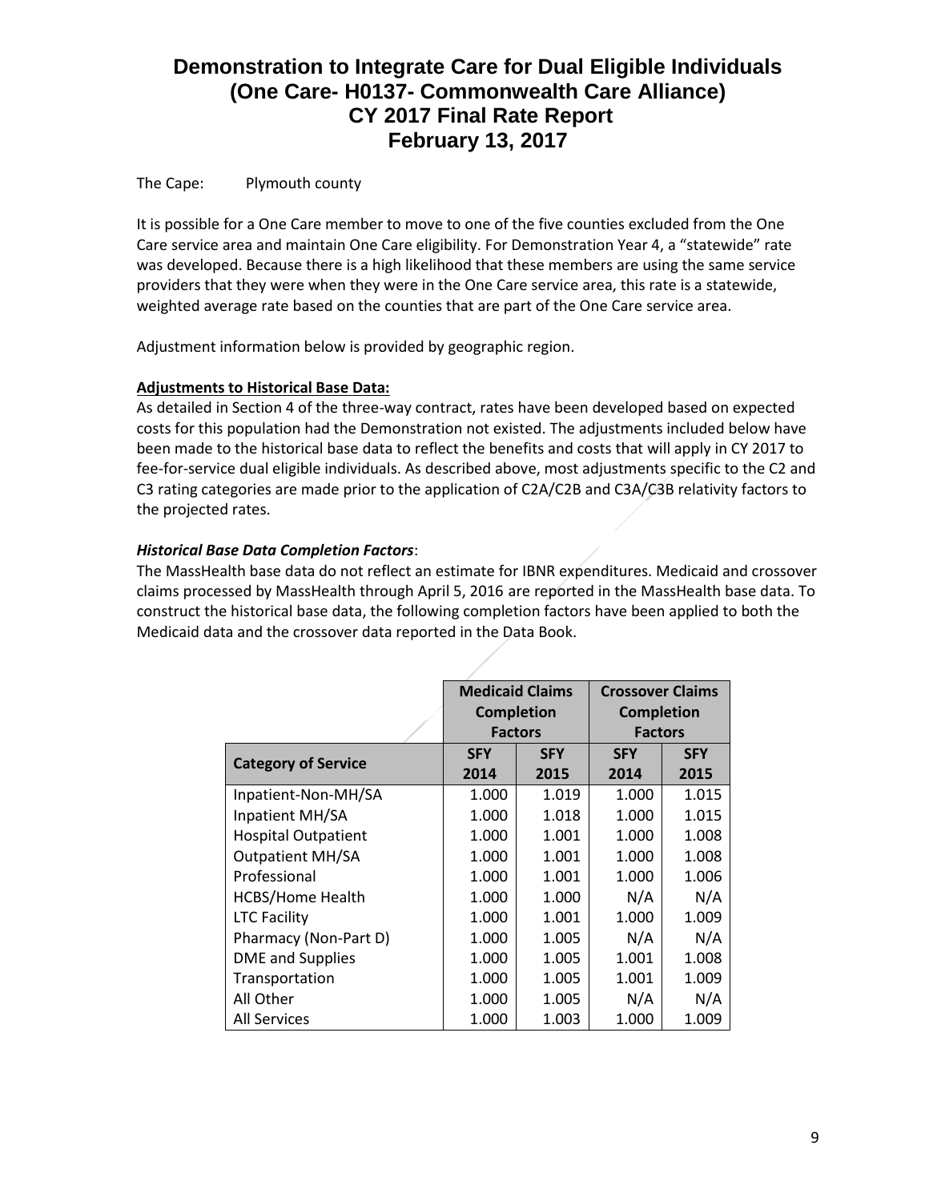The Cape: Plymouth county

It is possible for a One Care member to move to one of the five counties excluded from the One Care service area and maintain One Care eligibility. For Demonstration Year 4, a "statewide" rate was developed. Because there is a high likelihood that these members are using the same service providers that they were when they were in the One Care service area, this rate is a statewide, weighted average rate based on the counties that are part of the One Care service area.

Adjustment information below is provided by geographic region.

**Adjustments to Historical Base Data:**

As detailed in Section 4 of the three-way contract, rates have been developed based on expected costs for this population had the Demonstration not existed. The adjustments included below have been made to the historical base data to reflect the benefits and costs that will apply in CY 2017 to fee-for-service dual eligible individuals. As described above, most adjustments specific to the C2 and C3 rating categories are made prior to the application of C2A/C2B and C3A/C3B relativity factors to the projected rates.

***Historical Base Data Completion Factors***:

The MassHealth base data do not reflect an estimate for IBNR expenditures. Medicaid and crossover claims processed by MassHealth through April 5, 2016 are reported in the MassHealth base data. To construct the historical base data, the following completion factors have been applied to both the Medicaid data and the crossover data reported in the Data Book.

| | Medicaid Claims Completion Factors | | Crossover Claims Completion Factors | |
|---|---|---|---|---|
| **Category of Service** | **SFY 2014** | **SFY 2015** | **SFY 2014** | **SFY 2015** |
| Inpatient-Non-MH/SA | 1.000 | 1.019 | 1.000 | 1.015 |
| Inpatient MH/SA | 1.000 | 1.018 | 1.000 | 1.015 |
| Hospital Outpatient | 1.000 | 1.001 | 1.000 | 1.008 |
| Outpatient MH/SA | 1.000 | 1.001 | 1.000 | 1.008 |
| Professional | 1.000 | 1.001 | 1.000 | 1.006 |
| HCBS/Home Health | 1.000 | 1.000 | N/A | N/A |
| LTC Facility | 1.000 | 1.001 | 1.000 | 1.009 |
| Pharmacy (Non-Part D) | 1.000 | 1.005 | N/A | N/A |
| DME and Supplies | 1.000 | 1.005 | 1.001 | 1.008 |
| Transportation | 1.000 | 1.005 | 1.001 | 1.009 |
| All Other | 1.000 | 1.005 | N/A | N/A |
| All Services | 1.000 | 1.003 | 1.000 | 1.009 |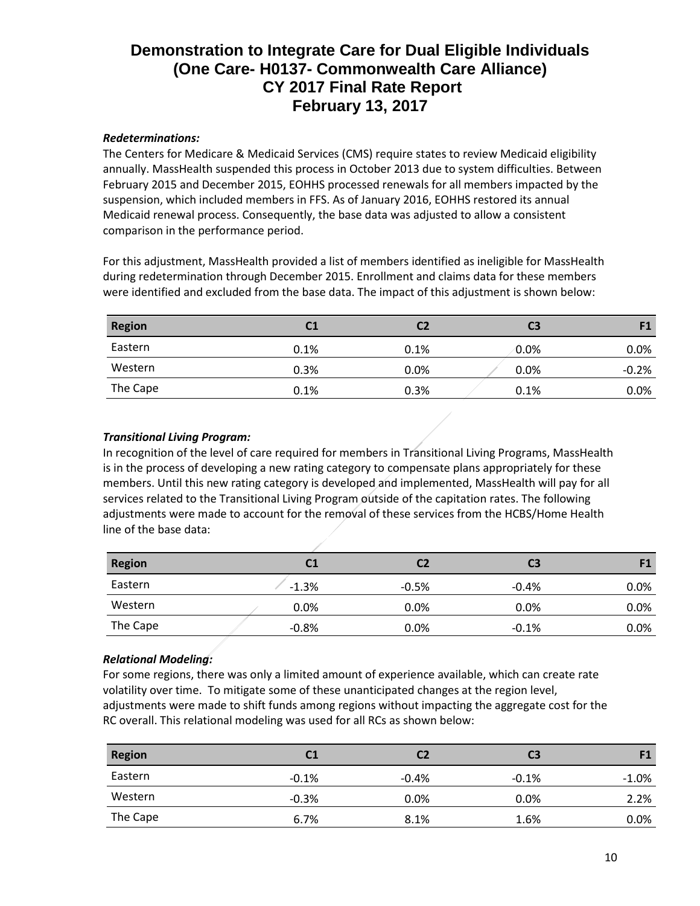***Redeterminations:***

The Centers for Medicare & Medicaid Services (CMS) require states to review Medicaid eligibility annually. MassHealth suspended this process in October 2013 due to system difficulties. Between February 2015 and December 2015, EOHHS processed renewals for all members impacted by the suspension, which included members in FFS. As of January 2016, EOHHS restored its annual Medicaid renewal process. Consequently, the base data was adjusted to allow a consistent comparison in the performance period.

For this adjustment, MassHealth provided a list of members identified as ineligible for MassHealth during redetermination through December 2015. Enrollment and claims data for these members were identified and excluded from the base data. The impact of this adjustment is shown below:

| Region | C1 | C2 | C3 | F1 |
|---|---|---|---|---|
| Eastern | 0.1% | 0.1% | 0.0% | 0.0% |
| Western | 0.3% | 0.0% | 0.0% | -0.2% |
| The Cape | 0.1% | 0.3% | 0.1% | 0.0% |

***Transitional Living Program:***

In recognition of the level of care required for members in Transitional Living Programs, MassHealth is in the process of developing a new rating category to compensate plans appropriately for these members. Until this new rating category is developed and implemented, MassHealth will pay for all services related to the Transitional Living Program outside of the capitation rates. The following adjustments were made to account for the removal of these services from the HCBS/Home Health line of the base data:

| Region | C1 | C2 | C3 | F1 |
|---|---|---|---|---|
| Eastern | -1.3% | -0.5% | -0.4% | 0.0% |
| Western | 0.0% | 0.0% | 0.0% | 0.0% |
| The Cape | -0.8% | 0.0% | -0.1% | 0.0% |

***Relational Modeling:***

For some regions, there was only a limited amount of experience available, which can create rate volatility over time. To mitigate some of these unanticipated changes at the region level, adjustments were made to shift funds among regions without impacting the aggregate cost for the RC overall. This relational modeling was used for all RCs as shown below:

| Region | C1 | C2 | C3 | F1 |
|---|---|---|---|---|
| Eastern | -0.1% | -0.4% | -0.1% | -1.0% |
| Western | -0.3% | 0.0% | 0.0% | 2.2% |
| The Cape | 6.7% | 8.1% | 1.6% | 0.0% |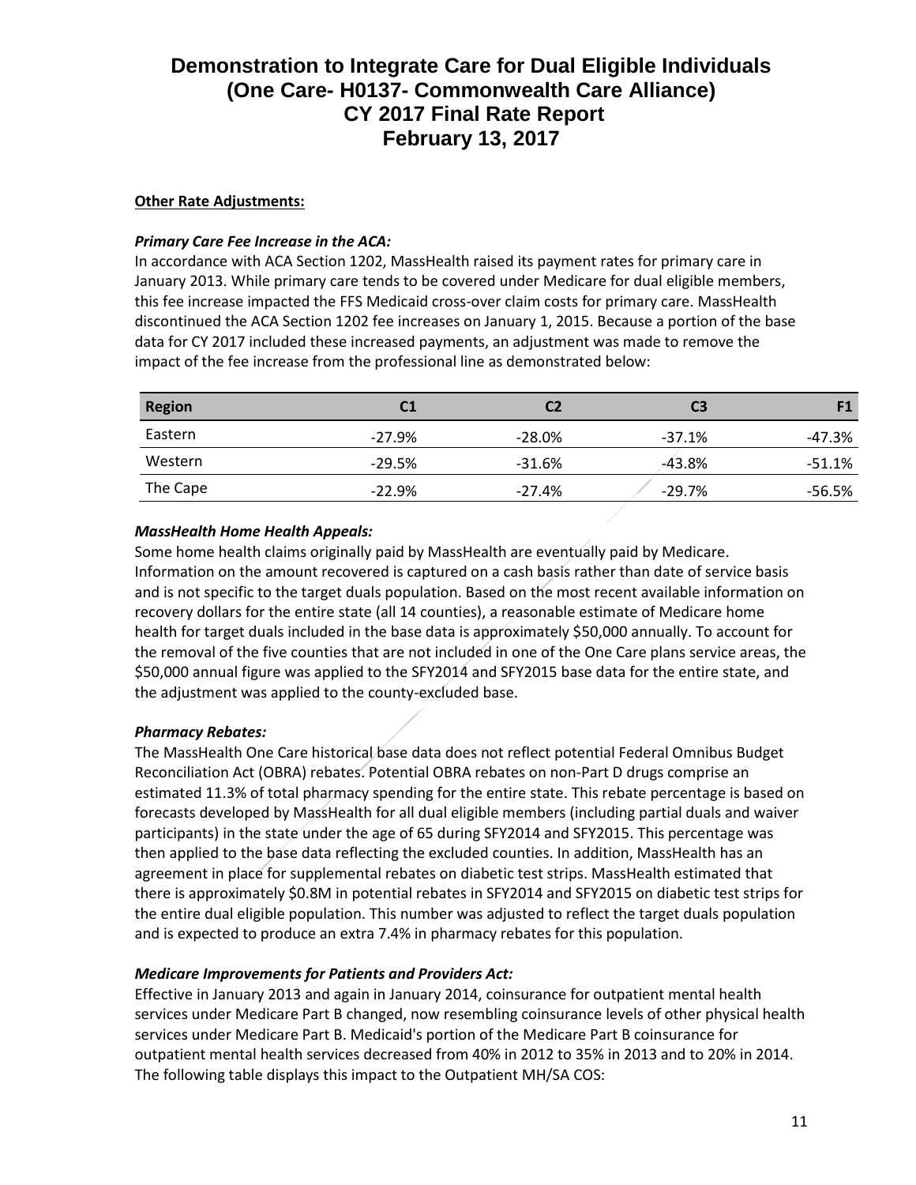**Other Rate Adjustments:**

***Primary Care Fee Increase in the ACA:***

In accordance with ACA Section 1202, MassHealth raised its payment rates for primary care in January 2013. While primary care tends to be covered under Medicare for dual eligible members, this fee increase impacted the FFS Medicaid cross-over claim costs for primary care. MassHealth discontinued the ACA Section 1202 fee increases on January 1, 2015. Because a portion of the base data for CY 2017 included these increased payments, an adjustment was made to remove the impact of the fee increase from the professional line as demonstrated below:

| Region | C1 | C2 | C3 | F1 |
|---|---|---|---|---|
| Eastern | -27.9% | -28.0% | -37.1% | -47.3% |
| Western | -29.5% | -31.6% | -43.8% | -51.1% |
| The Cape | -22.9% | -27.4% | -29.7% | -56.5% |

***MassHealth Home Health Appeals:***

Some home health claims originally paid by MassHealth are eventually paid by Medicare. Information on the amount recovered is captured on a cash basis rather than date of service basis and is not specific to the target duals population. Based on the most recent available information on recovery dollars for the entire state (all 14 counties), a reasonable estimate of Medicare home health for target duals included in the base data is approximately $50,000 annually. To account for the removal of the five counties that are not included in one of the One Care plans service areas, the $50,000 annual figure was applied to the SFY2014 and SFY2015 base data for the entire state, and the adjustment was applied to the county-excluded base.

***Pharmacy Rebates:***

The MassHealth One Care historical base data does not reflect potential Federal Omnibus Budget Reconciliation Act (OBRA) rebates. Potential OBRA rebates on non-Part D drugs comprise an estimated 11.3% of total pharmacy spending for the entire state. This rebate percentage is based on forecasts developed by MassHealth for all dual eligible members (including partial duals and waiver participants) in the state under the age of 65 during SFY2014 and SFY2015. This percentage was then applied to the base data reflecting the excluded counties. In addition, MassHealth has an agreement in place for supplemental rebates on diabetic test strips. MassHealth estimated that there is approximately $0.8M in potential rebates in SFY2014 and SFY2015 on diabetic test strips for the entire dual eligible population. This number was adjusted to reflect the target duals population and is expected to produce an extra 7.4% in pharmacy rebates for this population.

***Medicare Improvements for Patients and Providers Act:***

Effective in January 2013 and again in January 2014, coinsurance for outpatient mental health services under Medicare Part B changed, now resembling coinsurance levels of other physical health services under Medicare Part B. Medicaid's portion of the Medicare Part B coinsurance for outpatient mental health services decreased from 40% in 2012 to 35% in 2013 and to 20% in 2014. The following table displays this impact to the Outpatient MH/SA COS: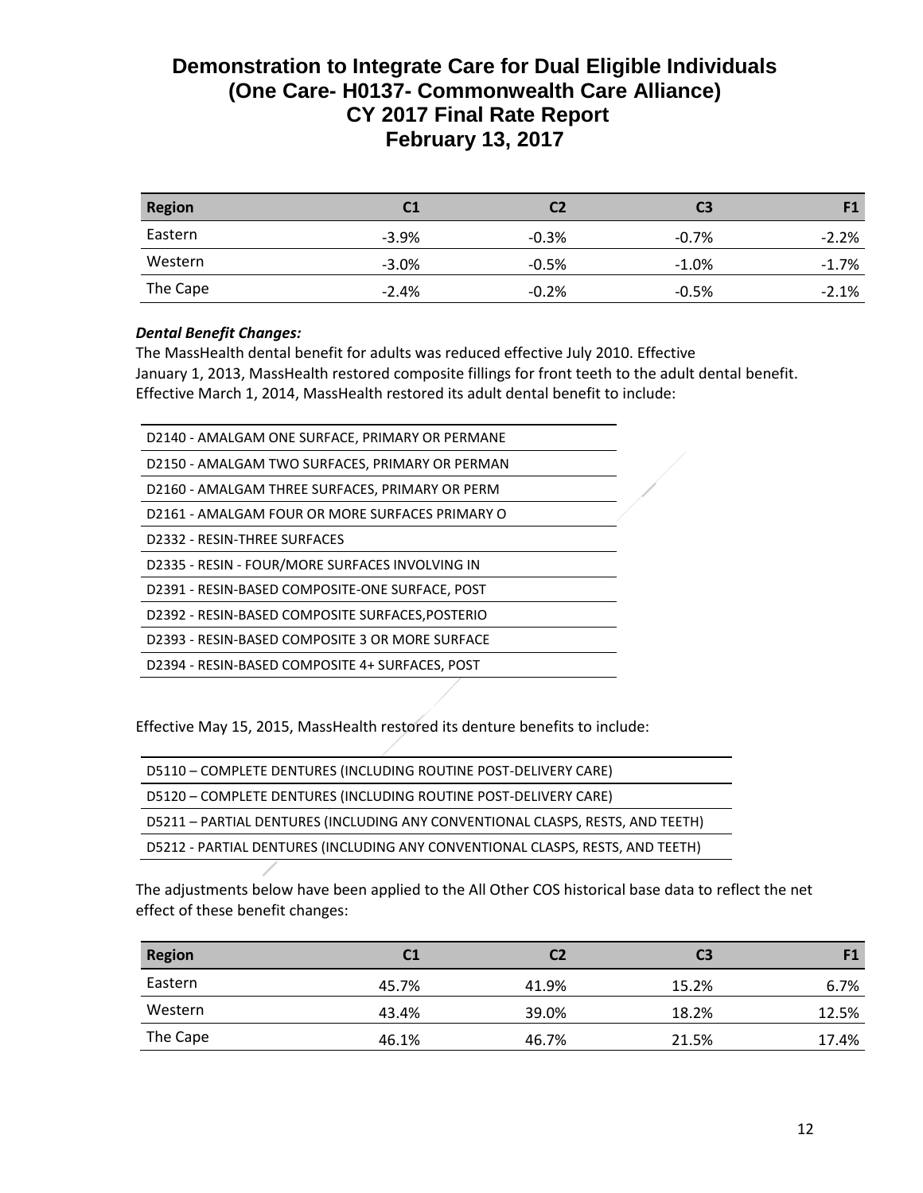# Demonstration to Integrate Care for Dual Eligible Individuals
# (One Care- H0137- Commonwealth Care Alliance)
# CY 2017 Final Rate Report
# February 13, 2017

| Region | C1 | C2 | C3 | F1 |
|---|---|---|---|---|
| Eastern | -3.9% | -0.3% | -0.7% | -2.2% |
| Western | -3.0% | -0.5% | -1.0% | -1.7% |
| The Cape | -2.4% | -0.2% | -0.5% | -2.1% |

***Dental Benefit Changes:***

The MassHealth dental benefit for adults was reduced effective July 2010. Effective January 1, 2013, MassHealth restored composite fillings for front teeth to the adult dental benefit. Effective March 1, 2014, MassHealth restored its adult dental benefit to include:

| |
|---|
| D2140 - AMALGAM ONE SURFACE, PRIMARY OR PERMANE |
| D2150 - AMALGAM TWO SURFACES, PRIMARY OR PERMAN |
| D2160 - AMALGAM THREE SURFACES, PRIMARY OR PERM |
| D2161 - AMALGAM FOUR OR MORE SURFACES PRIMARY O |
| D2332 - RESIN-THREE SURFACES |
| D2335 - RESIN - FOUR/MORE SURFACES INVOLVING IN |
| D2391 - RESIN-BASED COMPOSITE-ONE SURFACE, POST |
| D2392 - RESIN-BASED COMPOSITE SURFACES,POSTERIO |
| D2393 - RESIN-BASED COMPOSITE 3 OR MORE SURFACE |
| D2394 - RESIN-BASED COMPOSITE 4+ SURFACES, POST |

Effective May 15, 2015, MassHealth restored its denture benefits to include:

| |
|---|
| D5110 – COMPLETE DENTURES (INCLUDING ROUTINE POST-DELIVERY CARE) |
| D5120 – COMPLETE DENTURES (INCLUDING ROUTINE POST-DELIVERY CARE) |
| D5211 – PARTIAL DENTURES (INCLUDING ANY CONVENTIONAL CLASPS, RESTS, AND TEETH) |
| D5212 - PARTIAL DENTURES (INCLUDING ANY CONVENTIONAL CLASPS, RESTS, AND TEETH) |

The adjustments below have been applied to the All Other COS historical base data to reflect the net effect of these benefit changes:

| Region | C1 | C2 | C3 | F1 |
|---|---|---|---|---|
| Eastern | 45.7% | 41.9% | 15.2% | 6.7% |
| Western | 43.4% | 39.0% | 18.2% | 12.5% |
| The Cape | 46.1% | 46.7% | 21.5% | 17.4% |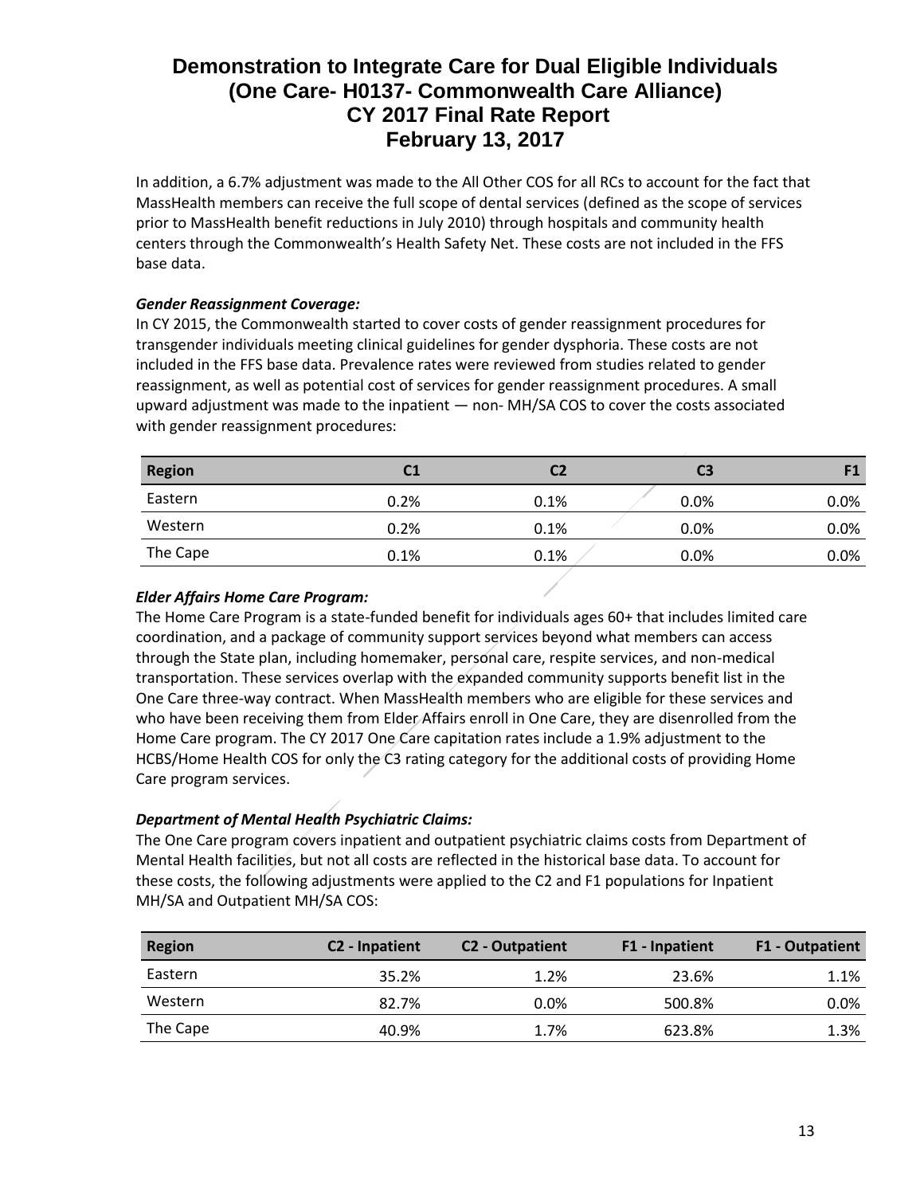In addition, a 6.7% adjustment was made to the All Other COS for all RCs to account for the fact that MassHealth members can receive the full scope of dental services (defined as the scope of services prior to MassHealth benefit reductions in July 2010) through hospitals and community health centers through the Commonwealth's Health Safety Net. These costs are not included in the FFS base data.

***Gender Reassignment Coverage:***

In CY 2015, the Commonwealth started to cover costs of gender reassignment procedures for transgender individuals meeting clinical guidelines for gender dysphoria. These costs are not included in the FFS base data. Prevalence rates were reviewed from studies related to gender reassignment, as well as potential cost of services for gender reassignment procedures. A small upward adjustment was made to the inpatient — non- MH/SA COS to cover the costs associated with gender reassignment procedures:

| Region | C1 | C2 | C3 | F1 |
|---|---|---|---|---|
| Eastern | 0.2% | 0.1% | 0.0% | 0.0% |
| Western | 0.2% | 0.1% | 0.0% | 0.0% |
| The Cape | 0.1% | 0.1% | 0.0% | 0.0% |

***Elder Affairs Home Care Program:***

The Home Care Program is a state-funded benefit for individuals ages 60+ that includes limited care coordination, and a package of community support services beyond what members can access through the State plan, including homemaker, personal care, respite services, and non-medical transportation. These services overlap with the expanded community supports benefit list in the One Care three-way contract. When MassHealth members who are eligible for these services and who have been receiving them from Elder Affairs enroll in One Care, they are disenrolled from the Home Care program. The CY 2017 One Care capitation rates include a 1.9% adjustment to the HCBS/Home Health COS for only the C3 rating category for the additional costs of providing Home Care program services.

***Department of Mental Health Psychiatric Claims:***

The One Care program covers inpatient and outpatient psychiatric claims costs from Department of Mental Health facilities, but not all costs are reflected in the historical base data. To account for these costs, the following adjustments were applied to the C2 and F1 populations for Inpatient MH/SA and Outpatient MH/SA COS:

| Region | C2 - Inpatient | C2 - Outpatient | F1 - Inpatient | F1 - Outpatient |
|---|---|---|---|---|
| Eastern | 35.2% | 1.2% | 23.6% | 1.1% |
| Western | 82.7% | 0.0% | 500.8% | 0.0% |
| The Cape | 40.9% | 1.7% | 623.8% | 1.3% |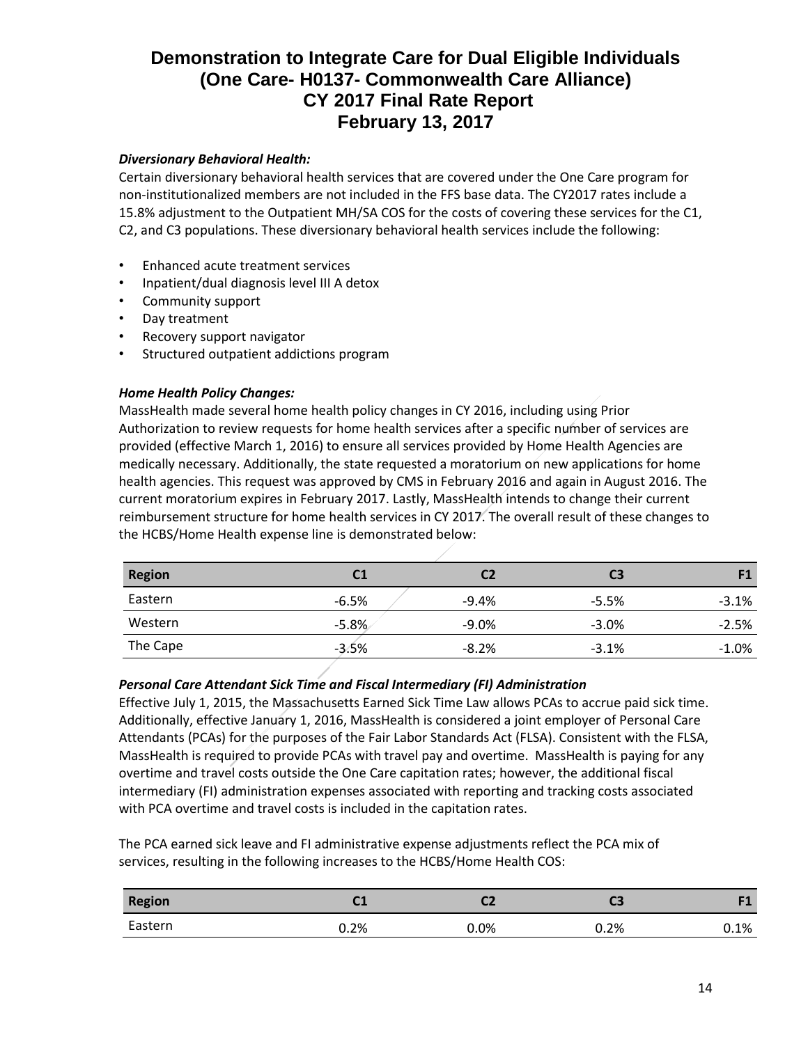**Diversionary Behavioral Health:**

Certain diversionary behavioral health services that are covered under the One Care program for non-institutionalized members are not included in the FFS base data. The CY2017 rates include a 15.8% adjustment to the Outpatient MH/SA COS for the costs of covering these services for the C1, C2, and C3 populations. These diversionary behavioral health services include the following:

- Enhanced acute treatment services
- Inpatient/dual diagnosis level III A detox
- Community support
- Day treatment
- Recovery support navigator
- Structured outpatient addictions program

**Home Health Policy Changes:**

MassHealth made several home health policy changes in CY 2016, including using Prior Authorization to review requests for home health services after a specific number of services are provided (effective March 1, 2016) to ensure all services provided by Home Health Agencies are medically necessary. Additionally, the state requested a moratorium on new applications for home health agencies. This request was approved by CMS in February 2016 and again in August 2016. The current moratorium expires in February 2017. Lastly, MassHealth intends to change their current reimbursement structure for home health services in CY 2017. The overall result of these changes to the HCBS/Home Health expense line is demonstrated below:

| Region | C1 | C2 | C3 | F1 |
|---|---|---|---|---|
| Eastern | -6.5% | -9.4% | -5.5% | -3.1% |
| Western | -5.8% | -9.0% | -3.0% | -2.5% |
| The Cape | -3.5% | -8.2% | -3.1% | -1.0% |

**Personal Care Attendant Sick Time and Fiscal Intermediary (FI) Administration**

Effective July 1, 2015, the Massachusetts Earned Sick Time Law allows PCAs to accrue paid sick time. Additionally, effective January 1, 2016, MassHealth is considered a joint employer of Personal Care Attendants (PCAs) for the purposes of the Fair Labor Standards Act (FLSA). Consistent with the FLSA, MassHealth is required to provide PCAs with travel pay and overtime. MassHealth is paying for any overtime and travel costs outside the One Care capitation rates; however, the additional fiscal intermediary (FI) administration expenses associated with reporting and tracking costs associated with PCA overtime and travel costs is included in the capitation rates.

The PCA earned sick leave and FI administrative expense adjustments reflect the PCA mix of services, resulting in the following increases to the HCBS/Home Health COS:

| Region | C1 | C2 | C3 | F1 |
|---|---|---|---|---|
| Eastern | 0.2% | 0.0% | 0.2% | 0.1% |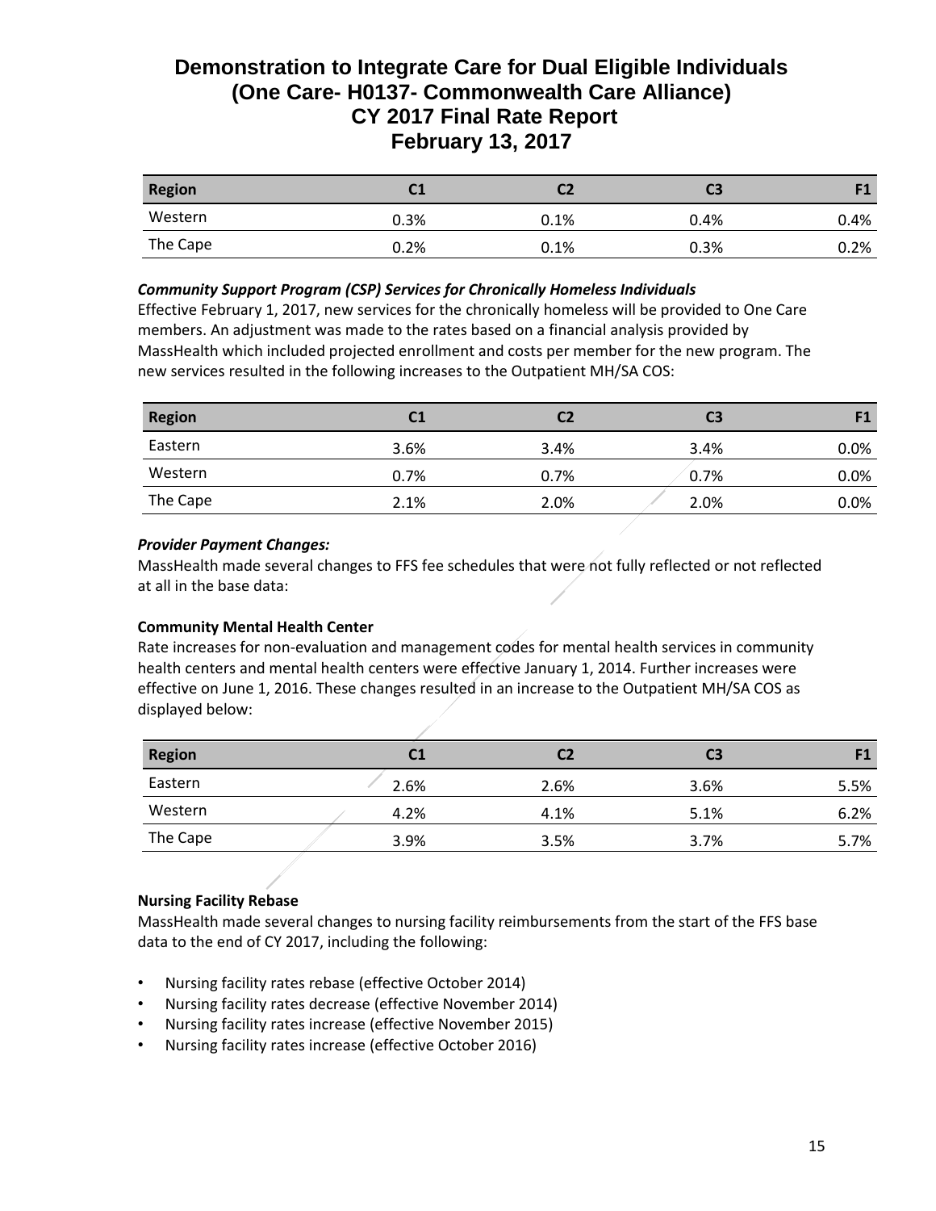# Demonstration to Integrate Care for Dual Eligible Individuals (One Care- H0137- Commonwealth Care Alliance) CY 2017 Final Rate Report February 13, 2017

| Region | C1 | C2 | C3 | F1 |
|---|---|---|---|---|
| Western | 0.3% | 0.1% | 0.4% | 0.4% |
| The Cape | 0.2% | 0.1% | 0.3% | 0.2% |

***Community Support Program (CSP) Services for Chronically Homeless Individuals***

Effective February 1, 2017, new services for the chronically homeless will be provided to One Care members. An adjustment was made to the rates based on a financial analysis provided by MassHealth which included projected enrollment and costs per member for the new program. The new services resulted in the following increases to the Outpatient MH/SA COS:

| Region | C1 | C2 | C3 | F1 |
|---|---|---|---|---|
| Eastern | 3.6% | 3.4% | 3.4% | 0.0% |
| Western | 0.7% | 0.7% | 0.7% | 0.0% |
| The Cape | 2.1% | 2.0% | 2.0% | 0.0% |

***Provider Payment Changes:***

MassHealth made several changes to FFS fee schedules that were not fully reflected or not reflected at all in the base data:

**Community Mental Health Center**

Rate increases for non-evaluation and management codes for mental health services in community health centers and mental health centers were effective January 1, 2014. Further increases were effective on June 1, 2016. These changes resulted in an increase to the Outpatient MH/SA COS as displayed below:

| Region | C1 | C2 | C3 | F1 |
|---|---|---|---|---|
| Eastern | 2.6% | 2.6% | 3.6% | 5.5% |
| Western | 4.2% | 4.1% | 5.1% | 6.2% |
| The Cape | 3.9% | 3.5% | 3.7% | 5.7% |

**Nursing Facility Rebase**

MassHealth made several changes to nursing facility reimbursements from the start of the FFS base data to the end of CY 2017, including the following:

- Nursing facility rates rebase (effective October 2014)
- Nursing facility rates decrease (effective November 2014)
- Nursing facility rates increase (effective November 2015)
- Nursing facility rates increase (effective October 2016)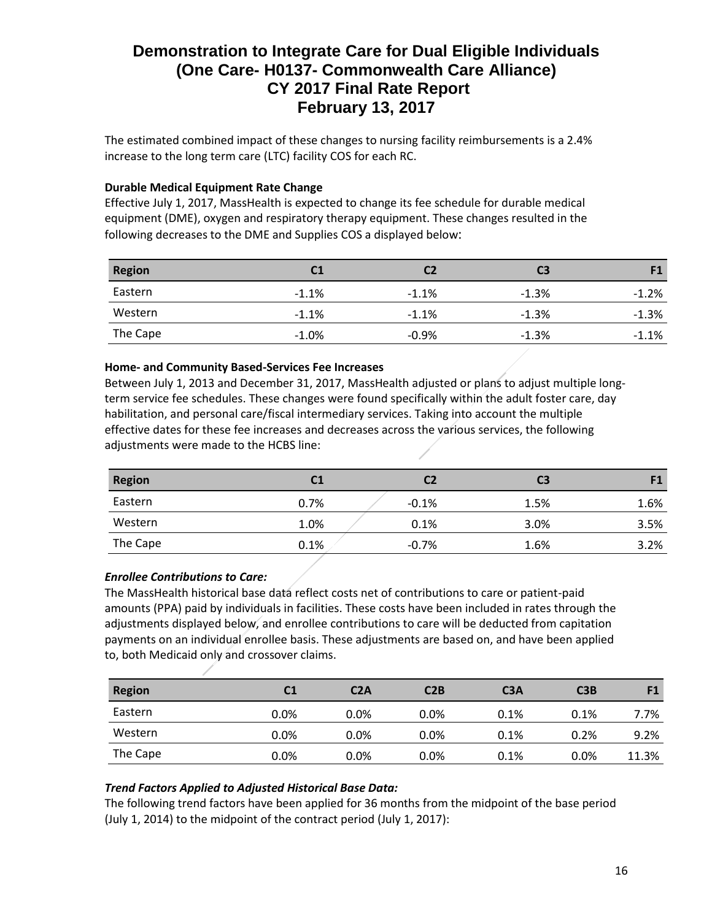The estimated combined impact of these changes to nursing facility reimbursements is a 2.4% increase to the long term care (LTC) facility COS for each RC.

**Durable Medical Equipment Rate Change**

Effective July 1, 2017, MassHealth is expected to change its fee schedule for durable medical equipment (DME), oxygen and respiratory therapy equipment. These changes resulted in the following decreases to the DME and Supplies COS a displayed below:

| Region | C1 | C2 | C3 | F1 |
|---|---|---|---|---|
| Eastern | -1.1% | -1.1% | -1.3% | -1.2% |
| Western | -1.1% | -1.1% | -1.3% | -1.3% |
| The Cape | -1.0% | -0.9% | -1.3% | -1.1% |

**Home- and Community Based-Services Fee Increases**

Between July 1, 2013 and December 31, 2017, MassHealth adjusted or plans to adjust multiple long-term service fee schedules. These changes were found specifically within the adult foster care, day habilitation, and personal care/fiscal intermediary services. Taking into account the multiple effective dates for these fee increases and decreases across the various services, the following adjustments were made to the HCBS line:

| Region | C1 | C2 | C3 | F1 |
|---|---|---|---|---|
| Eastern | 0.7% | -0.1% | 1.5% | 1.6% |
| Western | 1.0% | 0.1% | 3.0% | 3.5% |
| The Cape | 0.1% | -0.7% | 1.6% | 3.2% |

***Enrollee Contributions to Care:***

The MassHealth historical base data reflect costs net of contributions to care or patient-paid amounts (PPA) paid by individuals in facilities. These costs have been included in rates through the adjustments displayed below, and enrollee contributions to care will be deducted from capitation payments on an individual enrollee basis. These adjustments are based on, and have been applied to, both Medicaid only and crossover claims.

| Region | C1 | C2A | C2B | C3A | C3B | F1 |
|---|---|---|---|---|---|---|
| Eastern | 0.0% | 0.0% | 0.0% | 0.1% | 0.1% | 7.7% |
| Western | 0.0% | 0.0% | 0.0% | 0.1% | 0.2% | 9.2% |
| The Cape | 0.0% | 0.0% | 0.0% | 0.1% | 0.0% | 11.3% |

***Trend Factors Applied to Adjusted Historical Base Data:***

The following trend factors have been applied for 36 months from the midpoint of the base period (July 1, 2014) to the midpoint of the contract period (July 1, 2017):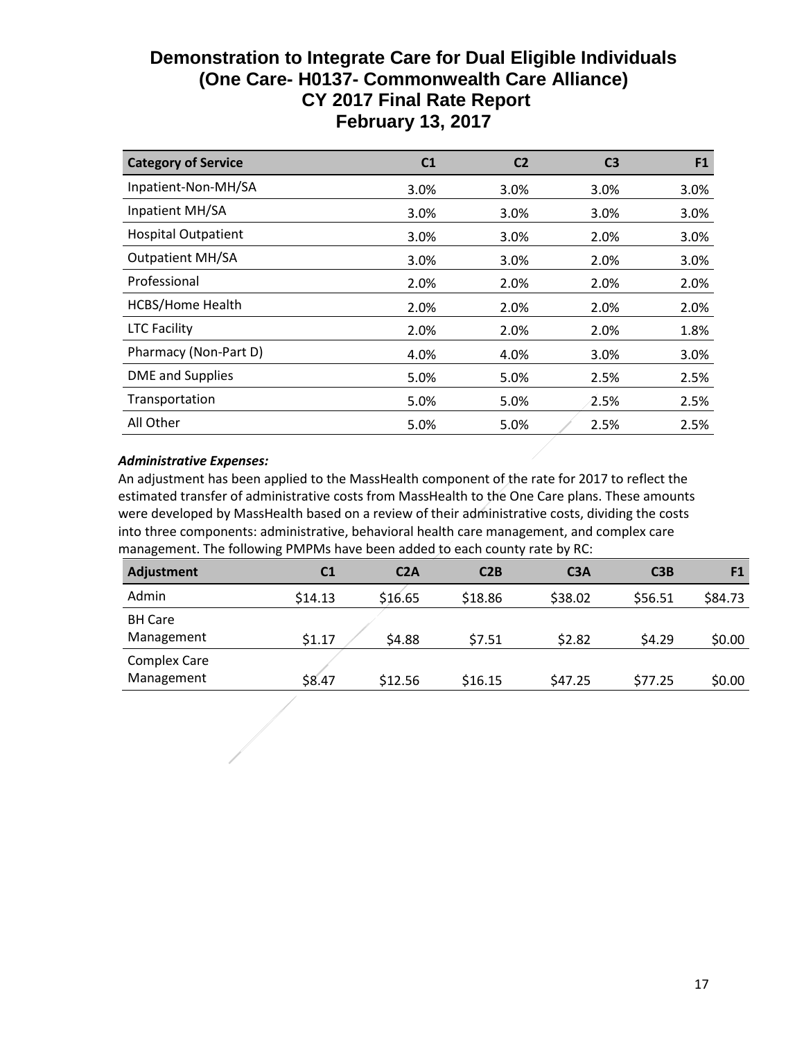# Demonstration to Integrate Care for Dual Eligible Individuals
## (One Care- H0137- Commonwealth Care Alliance)
## CY 2017 Final Rate Report
## February 13, 2017

| Category of Service | C1 | C2 | C3 | F1 |
|---|---|---|---|---|
| Inpatient-Non-MH/SA | 3.0% | 3.0% | 3.0% | 3.0% |
| Inpatient MH/SA | 3.0% | 3.0% | 3.0% | 3.0% |
| Hospital Outpatient | 3.0% | 3.0% | 2.0% | 3.0% |
| Outpatient MH/SA | 3.0% | 3.0% | 2.0% | 3.0% |
| Professional | 2.0% | 2.0% | 2.0% | 2.0% |
| HCBS/Home Health | 2.0% | 2.0% | 2.0% | 2.0% |
| LTC Facility | 2.0% | 2.0% | 2.0% | 1.8% |
| Pharmacy (Non-Part D) | 4.0% | 4.0% | 3.0% | 3.0% |
| DME and Supplies | 5.0% | 5.0% | 2.5% | 2.5% |
| Transportation | 5.0% | 5.0% | 2.5% | 2.5% |
| All Other | 5.0% | 5.0% | 2.5% | 2.5% |

***Administrative Expenses:***

An adjustment has been applied to the MassHealth component of the rate for 2017 to reflect the estimated transfer of administrative costs from MassHealth to the One Care plans. These amounts were developed by MassHealth based on a review of their administrative costs, dividing the costs into three components: administrative, behavioral health care management, and complex care management. The following PMPMs have been added to each county rate by RC:

| Adjustment | C1 | C2A | C2B | C3A | C3B | F1 |
|---|---|---|---|---|---|---|
| Admin | $14.13 | $16.65 | $18.86 | $38.02 | $56.51 | $84.73 |
| BH Care Management | $1.17 | $4.88 | $7.51 | $2.82 | $4.29 | $0.00 |
| Complex Care Management | $8.47 | $12.56 | $16.15 | $47.25 | $77.25 | $0.00 |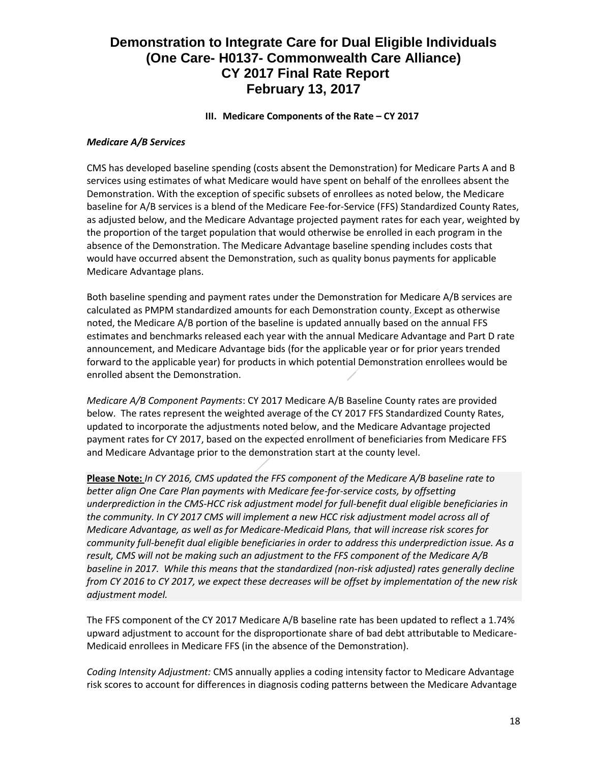### III. Medicare Components of the Rate – CY 2017

***Medicare A/B Services***

CMS has developed baseline spending (costs absent the Demonstration) for Medicare Parts A and B services using estimates of what Medicare would have spent on behalf of the enrollees absent the Demonstration. With the exception of specific subsets of enrollees as noted below, the Medicare baseline for A/B services is a blend of the Medicare Fee-for-Service (FFS) Standardized County Rates, as adjusted below, and the Medicare Advantage projected payment rates for each year, weighted by the proportion of the target population that would otherwise be enrolled in each program in the absence of the Demonstration. The Medicare Advantage baseline spending includes costs that would have occurred absent the Demonstration, such as quality bonus payments for applicable Medicare Advantage plans.

Both baseline spending and payment rates under the Demonstration for Medicare A/B services are calculated as PMPM standardized amounts for each Demonstration county. Except as otherwise noted, the Medicare A/B portion of the baseline is updated annually based on the annual FFS estimates and benchmarks released each year with the annual Medicare Advantage and Part D rate announcement, and Medicare Advantage bids (for the applicable year or for prior years trended forward to the applicable year) for products in which potential Demonstration enrollees would be enrolled absent the Demonstration.

*Medicare A/B Component Payments*: CY 2017 Medicare A/B Baseline County rates are provided below. The rates represent the weighted average of the CY 2017 FFS Standardized County Rates, updated to incorporate the adjustments noted below, and the Medicare Advantage projected payment rates for CY 2017, based on the expected enrollment of beneficiaries from Medicare FFS and Medicare Advantage prior to the demonstration start at the county level.

**Please Note:** *In CY 2016, CMS updated the FFS component of the Medicare A/B baseline rate to better align One Care Plan payments with Medicare fee-for-service costs, by offsetting underprediction in the CMS-HCC risk adjustment model for full-benefit dual eligible beneficiaries in the community. In CY 2017 CMS will implement a new HCC risk adjustment model across all of Medicare Advantage, as well as for Medicare-Medicaid Plans, that will increase risk scores for community full-benefit dual eligible beneficiaries in order to address this underprediction issue. As a result, CMS will not be making such an adjustment to the FFS component of the Medicare A/B baseline in 2017. While this means that the standardized (non-risk adjusted) rates generally decline from CY 2016 to CY 2017, we expect these decreases will be offset by implementation of the new risk adjustment model.*

The FFS component of the CY 2017 Medicare A/B baseline rate has been updated to reflect a 1.74% upward adjustment to account for the disproportionate share of bad debt attributable to Medicare-Medicaid enrollees in Medicare FFS (in the absence of the Demonstration).

*Coding Intensity Adjustment:* CMS annually applies a coding intensity factor to Medicare Advantage risk scores to account for differences in diagnosis coding patterns between the Medicare Advantage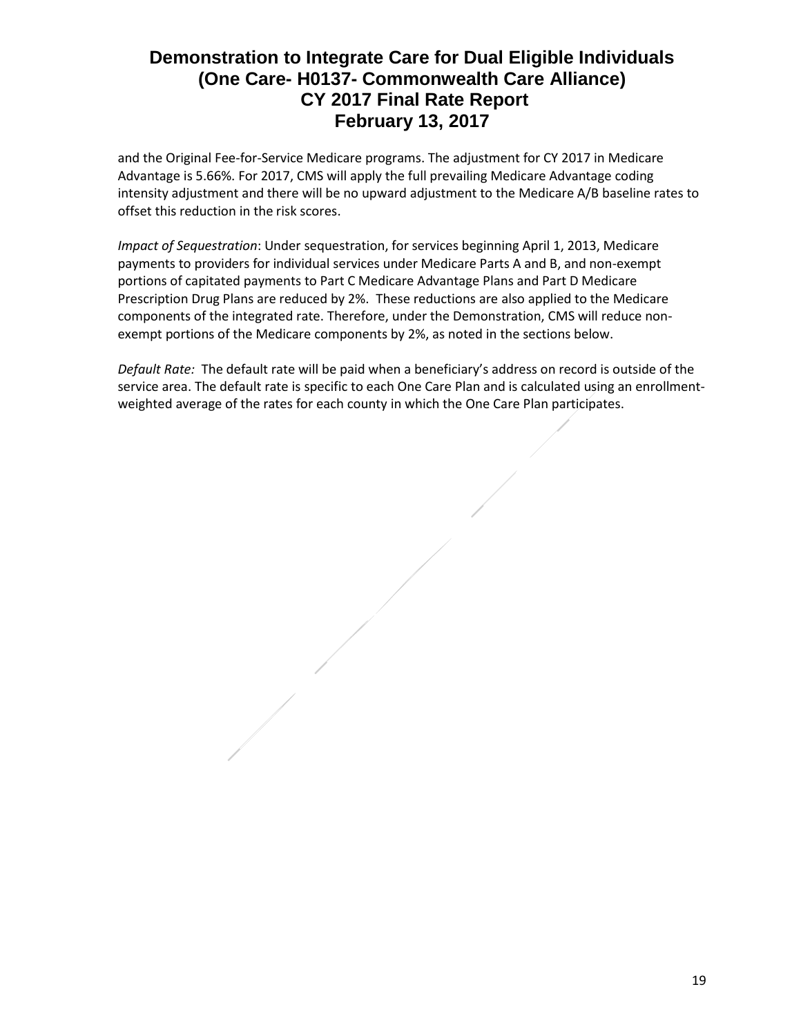and the Original Fee-for-Service Medicare programs. The adjustment for CY 2017 in Medicare Advantage is 5.66%. For 2017, CMS will apply the full prevailing Medicare Advantage coding intensity adjustment and there will be no upward adjustment to the Medicare A/B baseline rates to offset this reduction in the risk scores.

*Impact of Sequestration*: Under sequestration, for services beginning April 1, 2013, Medicare payments to providers for individual services under Medicare Parts A and B, and non-exempt portions of capitated payments to Part C Medicare Advantage Plans and Part D Medicare Prescription Drug Plans are reduced by 2%. These reductions are also applied to the Medicare components of the integrated rate. Therefore, under the Demonstration, CMS will reduce non-exempt portions of the Medicare components by 2%, as noted in the sections below.

*Default Rate:* The default rate will be paid when a beneficiary's address on record is outside of the service area. The default rate is specific to each One Care Plan and is calculated using an enrollment-weighted average of the rates for each county in which the One Care Plan participates.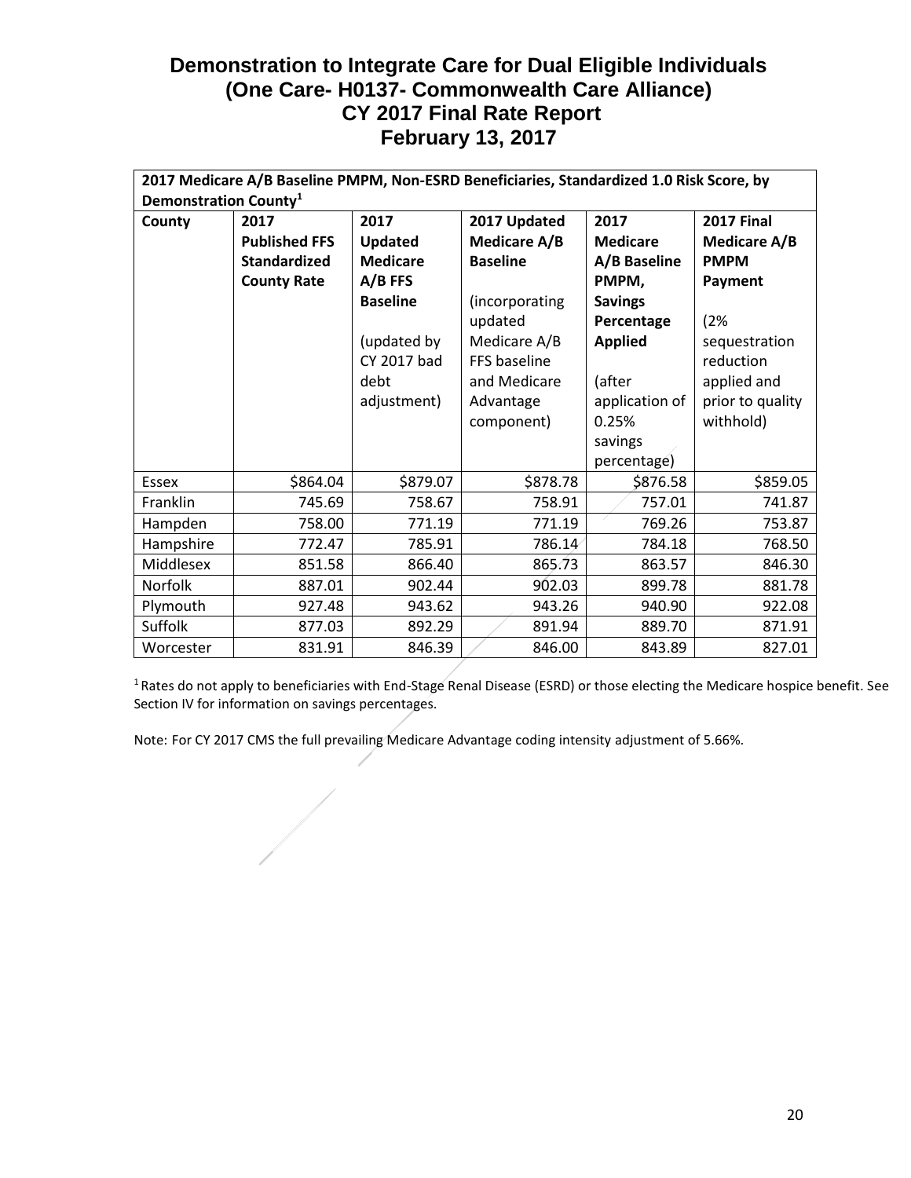# Demonstration to Integrate Care for Dual Eligible Individuals
# (One Care- H0137- Commonwealth Care Alliance)
# CY 2017 Final Rate Report
# February 13, 2017

| 2017 Medicare A/B Baseline PMPM, Non-ESRD Beneficiaries, Standardized 1.0 Risk Score, by Demonstration County[1] | | | | | |
|---|---|---|---|---|---|
| **County** | **2017 Published FFS Standardized County Rate** | **2017 Updated Medicare A/B FFS Baseline** (updated by CY 2017 bad debt adjustment) | **2017 Updated Medicare A/B Baseline** (incorporating updated Medicare A/B FFS baseline and Medicare Advantage component) | **2017 Medicare A/B Baseline PMPM, Savings Percentage Applied** (after application of 0.25% savings percentage) | **2017 Final Medicare A/B PMPM Payment** (2% sequestration reduction applied and prior to quality withhold) |
| Essex | $864.04 | $879.07 | $878.78 | $876.58 | $859.05 |
| Franklin | 745.69 | 758.67 | 758.91 | 757.01 | 741.87 |
| Hampden | 758.00 | 771.19 | 771.19 | 769.26 | 753.87 |
| Hampshire | 772.47 | 785.91 | 786.14 | 784.18 | 768.50 |
| Middlesex | 851.58 | 866.40 | 865.73 | 863.57 | 846.30 |
| Norfolk | 887.01 | 902.44 | 902.03 | 899.78 | 881.78 |
| Plymouth | 927.48 | 943.62 | 943.26 | 940.90 | 922.08 |
| Suffolk | 877.03 | 892.29 | 891.94 | 889.70 | 871.91 |
| Worcester | 831.91 | 846.39 | 846.00 | 843.89 | 827.01 |

[1] Rates do not apply to beneficiaries with End-Stage Renal Disease (ESRD) or those electing the Medicare hospice benefit. See Section IV for information on savings percentages.

Note: For CY 2017 CMS the full prevailing Medicare Advantage coding intensity adjustment of 5.66%.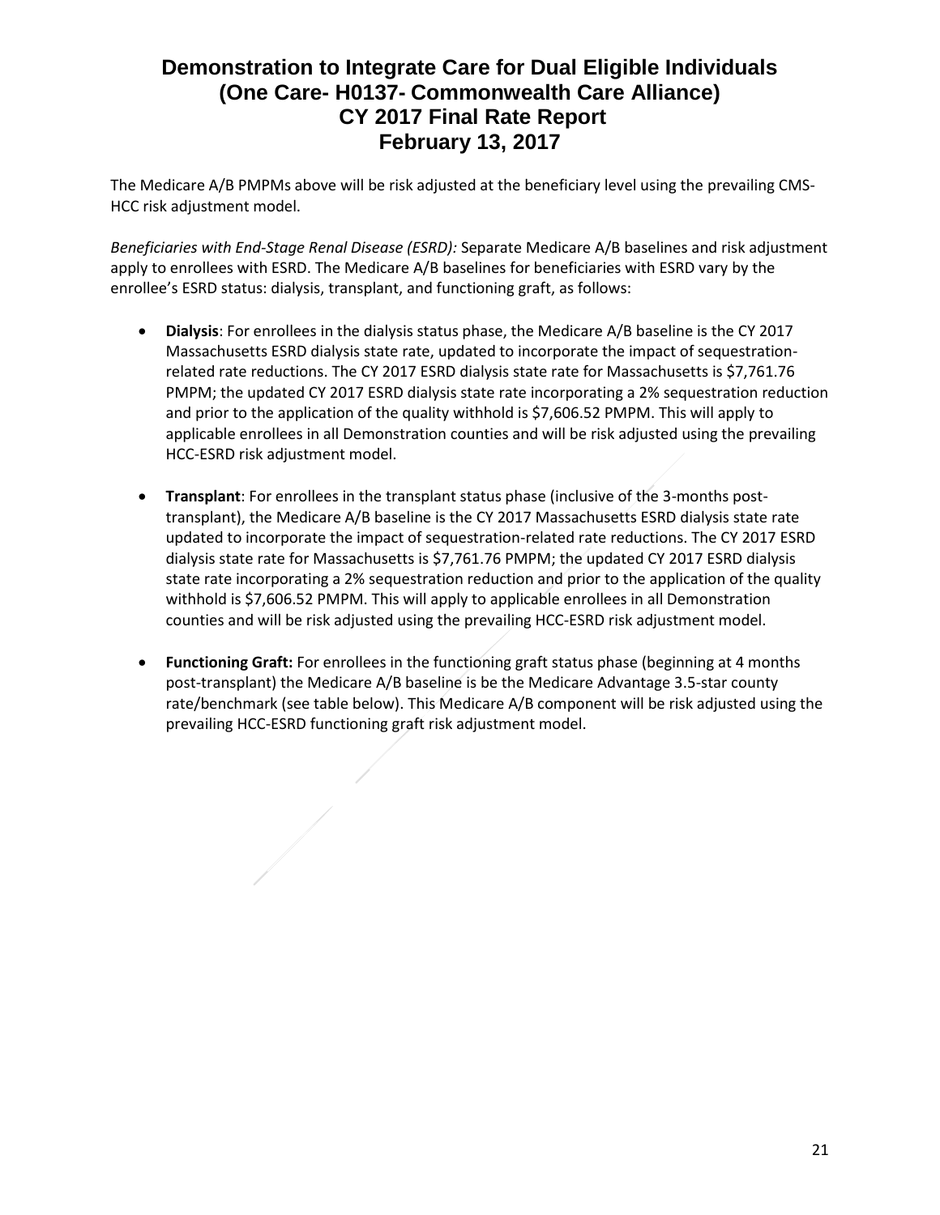The Medicare A/B PMPMs above will be risk adjusted at the beneficiary level using the prevailing CMS-HCC risk adjustment model.

*Beneficiaries with End-Stage Renal Disease (ESRD):* Separate Medicare A/B baselines and risk adjustment apply to enrollees with ESRD. The Medicare A/B baselines for beneficiaries with ESRD vary by the enrollee's ESRD status: dialysis, transplant, and functioning graft, as follows:

- **Dialysis**: For enrollees in the dialysis status phase, the Medicare A/B baseline is the CY 2017 Massachusetts ESRD dialysis state rate, updated to incorporate the impact of sequestration-related rate reductions. The CY 2017 ESRD dialysis state rate for Massachusetts is $7,761.76 PMPM; the updated CY 2017 ESRD dialysis state rate incorporating a 2% sequestration reduction and prior to the application of the quality withhold is $7,606.52 PMPM. This will apply to applicable enrollees in all Demonstration counties and will be risk adjusted using the prevailing HCC-ESRD risk adjustment model.

- **Transplant**: For enrollees in the transplant status phase (inclusive of the 3-months post-transplant), the Medicare A/B baseline is the CY 2017 Massachusetts ESRD dialysis state rate updated to incorporate the impact of sequestration-related rate reductions. The CY 2017 ESRD dialysis state rate for Massachusetts is $7,761.76 PMPM; the updated CY 2017 ESRD dialysis state rate incorporating a 2% sequestration reduction and prior to the application of the quality withhold is $7,606.52 PMPM. This will apply to applicable enrollees in all Demonstration counties and will be risk adjusted using the prevailing HCC-ESRD risk adjustment model.

- **Functioning Graft:** For enrollees in the functioning graft status phase (beginning at 4 months post-transplant) the Medicare A/B baseline is be the Medicare Advantage 3.5-star county rate/benchmark (see table below). This Medicare A/B component will be risk adjusted using the prevailing HCC-ESRD functioning graft risk adjustment model.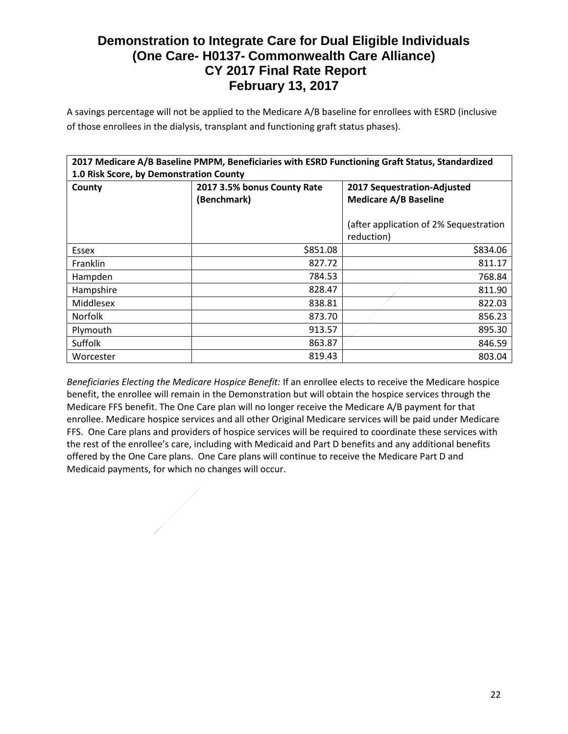A savings percentage will not be applied to the Medicare A/B baseline for enrollees with ESRD (inclusive of those enrollees in the dialysis, transplant and functioning graft status phases).

| 2017 Medicare A/B Baseline PMPM, Beneficiaries with ESRD Functioning Graft Status, Standardized 1.0 Risk Score, by Demonstration County | | |
|---|---|---|
| **County** | **2017 3.5% bonus County Rate (Benchmark)** | **2017 Sequestration-Adjusted Medicare A/B Baseline**<br><br>(after application of 2% Sequestration reduction) |
| Essex | $851.08 | $834.06 |
| Franklin | 827.72 | 811.17 |
| Hampden | 784.53 | 768.84 |
| Hampshire | 828.47 | 811.90 |
| Middlesex | 838.81 | 822.03 |
| Norfolk | 873.70 | 856.23 |
| Plymouth | 913.57 | 895.30 |
| Suffolk | 863.87 | 846.59 |
| Worcester | 819.43 | 803.04 |

*Beneficiaries Electing the Medicare Hospice Benefit:* If an enrollee elects to receive the Medicare hospice benefit, the enrollee will remain in the Demonstration but will obtain the hospice services through the Medicare FFS benefit. The One Care plan will no longer receive the Medicare A/B payment for that enrollee. Medicare hospice services and all other Original Medicare services will be paid under Medicare FFS. One Care plans and providers of hospice services will be required to coordinate these services with the rest of the enrollee's care, including with Medicaid and Part D benefits and any additional benefits offered by the One Care plans. One Care plans will continue to receive the Medicare Part D and Medicaid payments, for which no changes will occur.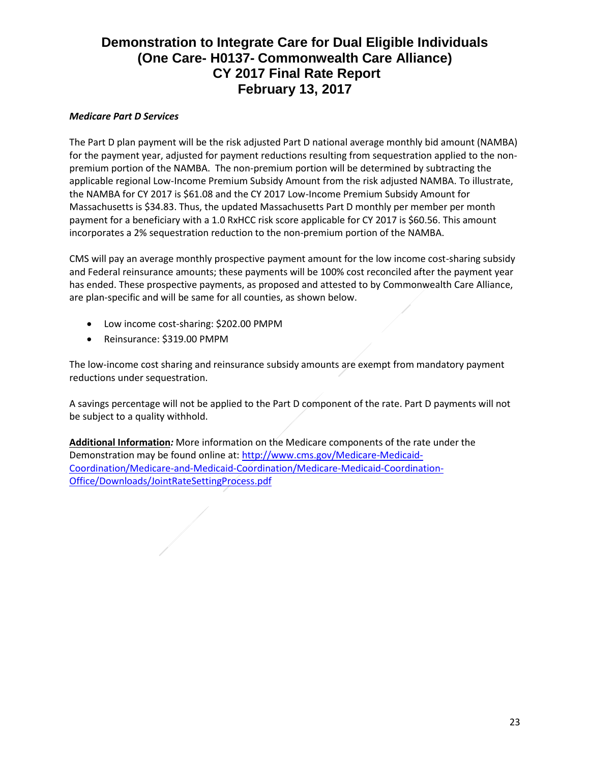### *Medicare Part D Services*

The Part D plan payment will be the risk adjusted Part D national average monthly bid amount (NAMBA) for the payment year, adjusted for payment reductions resulting from sequestration applied to the non-premium portion of the NAMBA. The non-premium portion will be determined by subtracting the applicable regional Low-Income Premium Subsidy Amount from the risk adjusted NAMBA. To illustrate, the NAMBA for CY 2017 is $61.08 and the CY 2017 Low-Income Premium Subsidy Amount for Massachusetts is $34.83. Thus, the updated Massachusetts Part D monthly per member per month payment for a beneficiary with a 1.0 RxHCC risk score applicable for CY 2017 is $60.56. This amount incorporates a 2% sequestration reduction to the non-premium portion of the NAMBA.

CMS will pay an average monthly prospective payment amount for the low income cost-sharing subsidy and Federal reinsurance amounts; these payments will be 100% cost reconciled after the payment year has ended. These prospective payments, as proposed and attested to by Commonwealth Care Alliance, are plan-specific and will be same for all counties, as shown below.

- Low income cost-sharing: $202.00 PMPM
- Reinsurance: $319.00 PMPM

The low-income cost sharing and reinsurance subsidy amounts are exempt from mandatory payment reductions under sequestration.

A savings percentage will not be applied to the Part D component of the rate. Part D payments will not be subject to a quality withhold.

**Additional Information***:* More information on the Medicare components of the rate under the Demonstration may be found online at: http://www.cms.gov/Medicare-Medicaid-Coordination/Medicare-and-Medicaid-Coordination/Medicare-Medicaid-Coordination-Office/Downloads/JointRateSettingProcess.pdf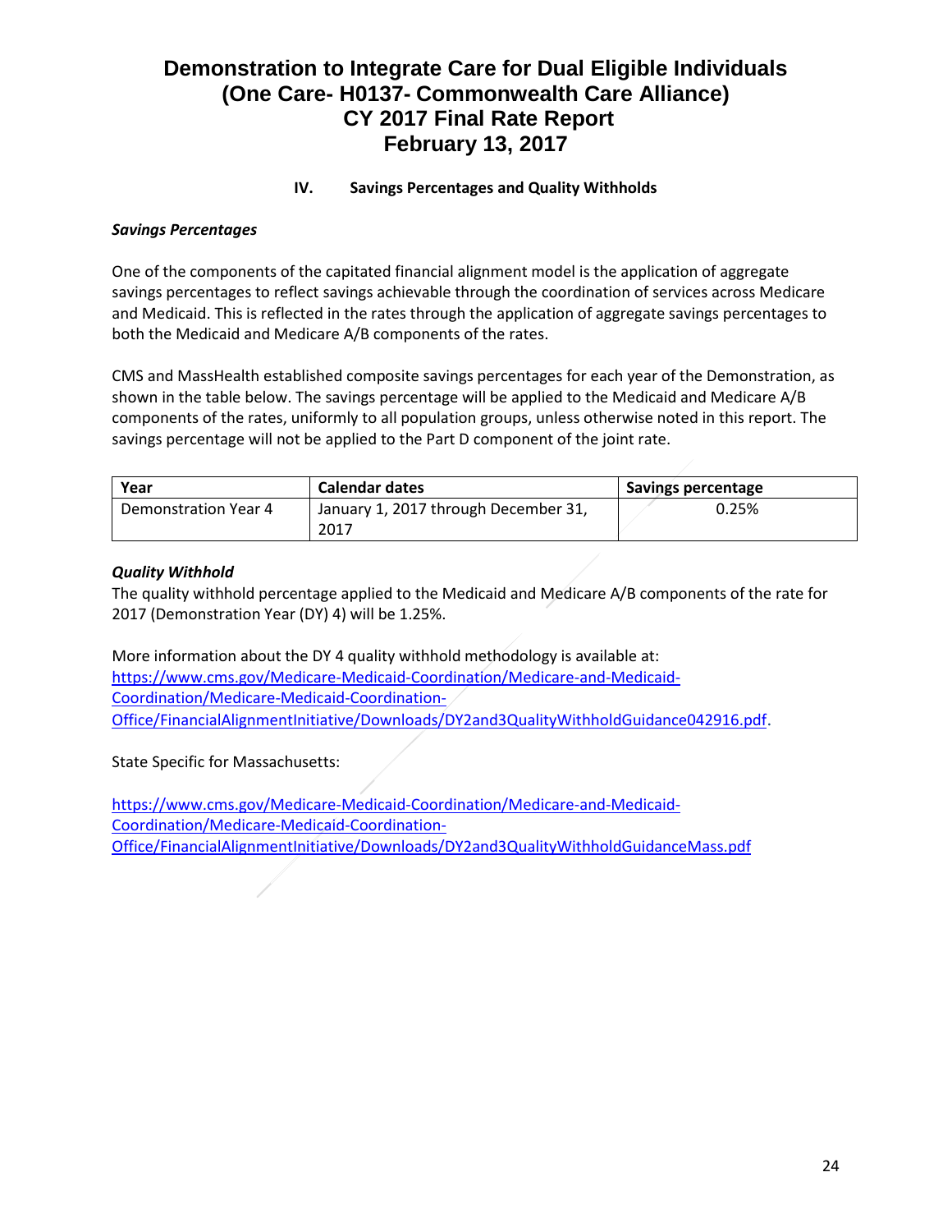## IV. Savings Percentages and Quality Withholds

***Savings Percentages***

One of the components of the capitated financial alignment model is the application of aggregate savings percentages to reflect savings achievable through the coordination of services across Medicare and Medicaid. This is reflected in the rates through the application of aggregate savings percentages to both the Medicaid and Medicare A/B components of the rates.

CMS and MassHealth established composite savings percentages for each year of the Demonstration, as shown in the table below. The savings percentage will be applied to the Medicaid and Medicare A/B components of the rates, uniformly to all population groups, unless otherwise noted in this report. The savings percentage will not be applied to the Part D component of the joint rate.

| Year | Calendar dates | Savings percentage |
|---|---|---|
| Demonstration Year 4 | January 1, 2017 through December 31, 2017 | 0.25% |

***Quality Withhold***

The quality withhold percentage applied to the Medicaid and Medicare A/B components of the rate for 2017 (Demonstration Year (DY) 4) will be 1.25%.

More information about the DY 4 quality withhold methodology is available at: https://www.cms.gov/Medicare-Medicaid-Coordination/Medicare-and-Medicaid-Coordination/Medicare-Medicaid-Coordination-Office/FinancialAlignmentInitiative/Downloads/DY2and3QualityWithholdGuidance042916.pdf.

State Specific for Massachusetts:

https://www.cms.gov/Medicare-Medicaid-Coordination/Medicare-and-Medicaid-Coordination/Medicare-Medicaid-Coordination-Office/FinancialAlignmentInitiative/Downloads/DY2and3QualityWithholdGuidanceMass.pdf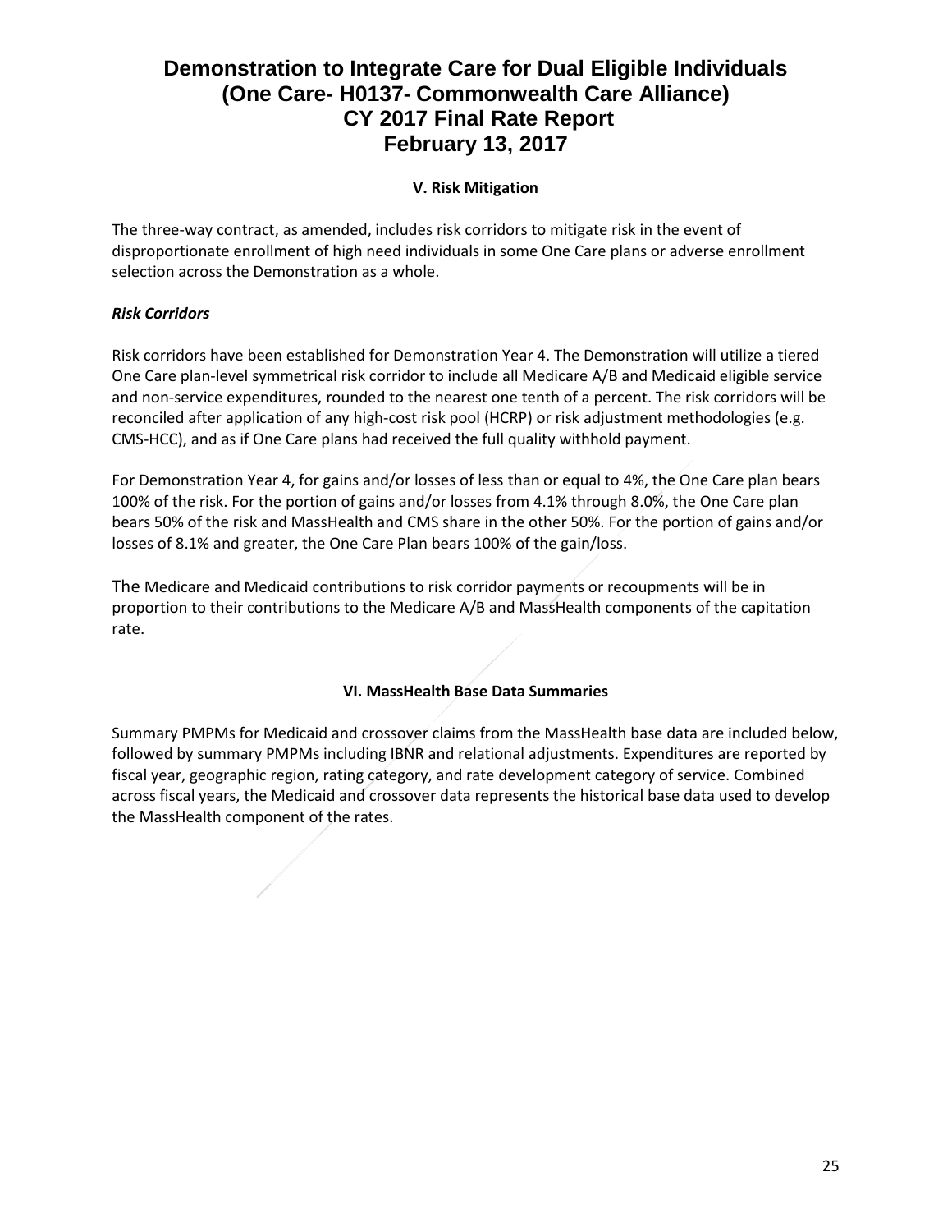## V. Risk Mitigation

The three-way contract, as amended, includes risk corridors to mitigate risk in the event of disproportionate enrollment of high need individuals in some One Care plans or adverse enrollment selection across the Demonstration as a whole.

### *Risk Corridors*

Risk corridors have been established for Demonstration Year 4. The Demonstration will utilize a tiered One Care plan-level symmetrical risk corridor to include all Medicare A/B and Medicaid eligible service and non-service expenditures, rounded to the nearest one tenth of a percent. The risk corridors will be reconciled after application of any high-cost risk pool (HCRP) or risk adjustment methodologies (e.g. CMS-HCC), and as if One Care plans had received the full quality withhold payment.

For Demonstration Year 4, for gains and/or losses of less than or equal to 4%, the One Care plan bears 100% of the risk. For the portion of gains and/or losses from 4.1% through 8.0%, the One Care plan bears 50% of the risk and MassHealth and CMS share in the other 50%. For the portion of gains and/or losses of 8.1% and greater, the One Care Plan bears 100% of the gain/loss.

The Medicare and Medicaid contributions to risk corridor payments or recoupments will be in proportion to their contributions to the Medicare A/B and MassHealth components of the capitation rate.

## VI. MassHealth Base Data Summaries

Summary PMPMs for Medicaid and crossover claims from the MassHealth base data are included below, followed by summary PMPMs including IBNR and relational adjustments. Expenditures are reported by fiscal year, geographic region, rating category, and rate development category of service. Combined across fiscal years, the Medicaid and crossover data represents the historical base data used to develop the MassHealth component of the rates.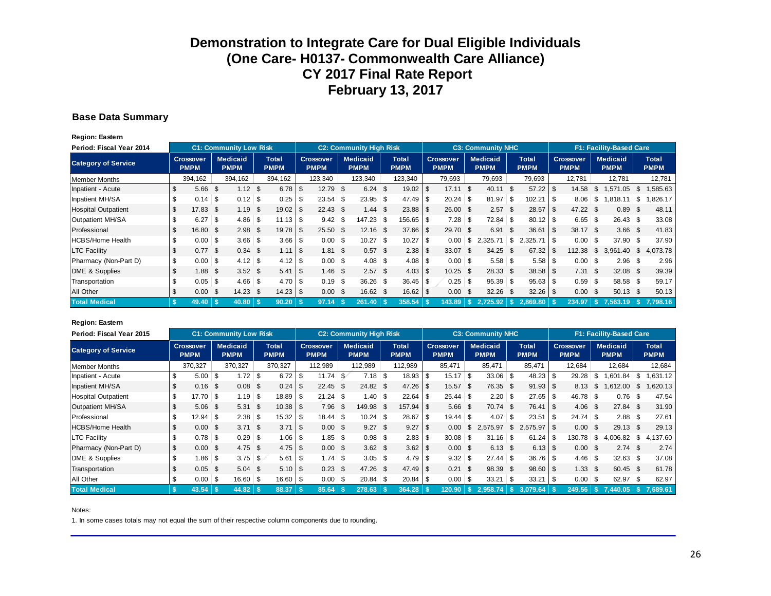# Demonstration to Integrate Care for Dual Eligible Individuals
# (One Care- H0137- Commonwealth Care Alliance)
# CY 2017 Final Rate Report
# February 13, 2017

## Base Data Summary

**Region: Eastern**

| Period: Fiscal Year 2014 | C1: Community Low Risk | | | C2: Community High Risk | | | C3: Community NHC | | | F1: Facility-Based Care | | |
|---|---|---|---|---|---|---|---|---|---|---|---|---|
| Category of Service | Crossover PMPM | Medicaid PMPM | Total PMPM | Crossover PMPM | Medicaid PMPM | Total PMPM | Crossover PMPM | Medicaid PMPM | Total PMPM | Crossover PMPM | Medicaid PMPM | Total PMPM |
| Member Months | 394,162 | 394,162 | 394,162 | 123,340 | 123,340 | 123,340 | 79,693 | 79,693 | 79,693 | 12,781 | 12,781 | 12,781 |
| Inpatient - Acute | $ 5.66 | $ 1.12 | $ 6.78 | $ 12.79 | $ 6.24 | $ 19.02 | $ 17.11 | $ 40.11 | $ 57.22 | $ 14.58 | $ 1,571.05 | $ 1,585.63 |
| Inpatient MH/SA | $ 0.14 | $ 0.12 | $ 0.25 | $ 23.54 | $ 23.95 | $ 47.49 | $ 20.24 | $ 81.97 | $ 102.21 | $ 8.06 | $ 1,818.11 | $ 1,826.17 |
| Hospital Outpatient | $ 17.83 | $ 1.19 | $ 19.02 | $ 22.43 | $ 1.44 | $ 23.88 | $ 26.00 | $ 2.57 | $ 28.57 | $ 47.22 | $ 0.89 | $ 48.11 |
| Outpatient MH/SA | $ 6.27 | $ 4.86 | $ 11.13 | $ 9.42 | $ 147.23 | $ 156.65 | $ 7.28 | $ 72.84 | $ 80.12 | $ 6.65 | $ 26.43 | $ 33.08 |
| Professional | $ 16.80 | $ 2.98 | $ 19.78 | $ 25.50 | $ 12.16 | $ 37.66 | $ 29.70 | $ 6.91 | $ 36.61 | $ 38.17 | $ 3.66 | $ 41.83 |
| HCBS/Home Health | $ 0.00 | $ 3.66 | $ 3.66 | $ 0.00 | $ 10.27 | $ 10.27 | $ 0.00 | $ 2,325.71 | $ 2,325.71 | $ 0.00 | $ 37.90 | $ 37.90 |
| LTC Facility | $ 0.77 | $ 0.34 | $ 1.11 | $ 1.81 | $ 0.57 | $ 2.38 | $ 33.07 | $ 34.25 | $ 67.32 | $ 112.38 | $ 3,961.40 | $ 4,073.78 |
| Pharmacy (Non-Part D) | $ 0.00 | $ 4.12 | $ 4.12 | $ 0.00 | $ 4.08 | $ 4.08 | $ 0.00 | $ 5.58 | $ 5.58 | $ 0.00 | $ 2.96 | $ 2.96 |
| DME & Supplies | $ 1.88 | $ 3.52 | $ 5.41 | $ 1.46 | $ 2.57 | $ 4.03 | $ 10.25 | $ 28.33 | $ 38.58 | $ 7.31 | $ 32.08 | $ 39.39 |
| Transportation | $ 0.05 | $ 4.66 | $ 4.70 | $ 0.19 | $ 36.26 | $ 36.45 | $ 0.25 | $ 95.39 | $ 95.63 | $ 0.59 | $ 58.58 | $ 59.17 |
| All Other | $ 0.00 | $ 14.23 | $ 14.23 | $ 0.00 | $ 16.62 | $ 16.62 | $ 0.00 | $ 32.26 | $ 32.26 | $ 0.00 | $ 50.13 | $ 50.13 |
| **Total Medical** | **$ 49.40** | **$ 40.80** | **$ 90.20** | **$ 97.14** | **$ 261.40** | **$ 358.54** | **$ 143.89** | **$ 2,725.92** | **$ 2,869.80** | **$ 234.97** | **$ 7,563.19** | **$ 7,798.16** |

**Region: Eastern**

| Period: Fiscal Year 2015 | C1: Community Low Risk | | | C2: Community High Risk | | | C3: Community NHC | | | F1: Facility-Based Care | | |
|---|---|---|---|---|---|---|---|---|---|---|---|---|
| Category of Service | Crossover PMPM | Medicaid PMPM | Total PMPM | Crossover PMPM | Medicaid PMPM | Total PMPM | Crossover PMPM | Medicaid PMPM | Total PMPM | Crossover PMPM | Medicaid PMPM | Total PMPM |
| Member Months | 370,327 | 370,327 | 370,327 | 112,989 | 112,989 | 112,989 | 85,471 | 85,471 | 85,471 | 12,684 | 12,684 | 12,684 |
| Inpatient - Acute | $ 5.00 | $ 1.72 | $ 6.72 | $ 11.74 | $ 7.18 | $ 18.93 | $ 15.17 | $ 33.06 | $ 48.23 | $ 29.28 | $ 1,601.84 | $ 1,631.12 |
| Inpatient MH/SA | $ 0.16 | $ 0.08 | $ 0.24 | $ 22.45 | $ 24.82 | $ 47.26 | $ 15.57 | $ 76.35 | $ 91.93 | $ 8.13 | $ 1,612.00 | $ 1,620.13 |
| Hospital Outpatient | $ 17.70 | $ 1.19 | $ 18.89 | $ 21.24 | $ 1.40 | $ 22.64 | $ 25.44 | $ 2.20 | $ 27.65 | $ 46.78 | $ 0.76 | $ 47.54 |
| Outpatient MH/SA | $ 5.06 | $ 5.31 | $ 10.38 | $ 7.96 | $ 149.98 | $ 157.94 | $ 5.66 | $ 70.74 | $ 76.41 | $ 4.06 | $ 27.84 | $ 31.90 |
| Professional | $ 12.94 | $ 2.38 | $ 15.32 | $ 18.44 | $ 10.24 | $ 28.67 | $ 19.44 | $ 4.07 | $ 23.51 | $ 24.74 | $ 2.88 | $ 27.61 |
| HCBS/Home Health | $ 0.00 | $ 3.71 | $ 3.71 | $ 0.00 | $ 9.27 | $ 9.27 | $ 0.00 | $ 2,575.97 | $ 2,575.97 | $ 0.00 | $ 29.13 | $ 29.13 |
| LTC Facility | $ 0.78 | $ 0.29 | $ 1.06 | $ 1.85 | $ 0.98 | $ 2.83 | $ 30.08 | $ 31.16 | $ 61.24 | $ 130.78 | $ 4,006.82 | $ 4,137.60 |
| Pharmacy (Non-Part D) | $ 0.00 | $ 4.75 | $ 4.75 | $ 0.00 | $ 3.62 | $ 3.62 | $ 0.00 | $ 6.13 | $ 6.13 | $ 0.00 | $ 2.74 | $ 2.74 |
| DME & Supplies | $ 1.86 | $ 3.75 | $ 5.61 | $ 1.74 | $ 3.05 | $ 4.79 | $ 9.32 | $ 27.44 | $ 36.76 | $ 4.46 | $ 32.63 | $ 37.08 |
| Transportation | $ 0.05 | $ 5.04 | $ 5.10 | $ 0.23 | $ 47.26 | $ 47.49 | $ 0.21 | $ 98.39 | $ 98.60 | $ 1.33 | $ 60.45 | $ 61.78 |
| All Other | $ 0.00 | $ 16.60 | $ 16.60 | $ 0.00 | $ 20.84 | $ 20.84 | $ 0.00 | $ 33.21 | $ 33.21 | $ 0.00 | $ 62.97 | $ 62.97 |
| **Total Medical** | **$ 43.54** | **$ 44.82** | **$ 88.37** | **$ 85.64** | **$ 278.63** | **$ 364.28** | **$ 120.90** | **$ 2,958.74** | **$ 3,079.64** | **$ 249.56** | **$ 7,440.05** | **$ 7,689.61** |

Notes:

1. In some cases totals may not equal the sum of their respective column components due to rounding.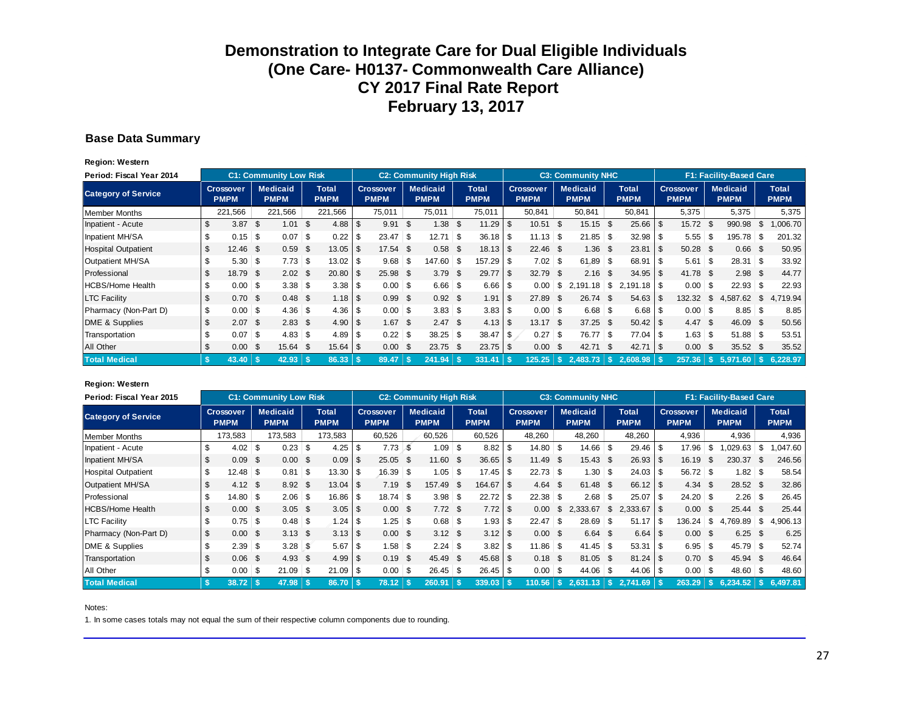# Demonstration to Integrate Care for Dual Eligible Individuals
# (One Care- H0137- Commonwealth Care Alliance)
# CY 2017 Final Rate Report
# February 13, 2017

### Base Data Summary

**Region: Western**

| Period: Fiscal Year 2014 | C1: Community Low Risk | | | C2: Community High Risk | | | C3: Community NHC | | | F1: Facility-Based Care | | |
|---|---|---|---|---|---|---|---|---|---|---|---|---|
| Category of Service | Crossover PMPM | Medicaid PMPM | Total PMPM | Crossover PMPM | Medicaid PMPM | Total PMPM | Crossover PMPM | Medicaid PMPM | Total PMPM | Crossover PMPM | Medicaid PMPM | Total PMPM |
| Member Months | 221,566 | 221,566 | 221,566 | 75,011 | 75,011 | 75,011 | 50,841 | 50,841 | 50,841 | 5,375 | 5,375 | 5,375 |
| Inpatient - Acute | $ 3.87 | $ 1.01 | $ 4.88 | $ 9.91 | $ 1.38 | $ 11.29 | $ 10.51 | $ 15.15 | $ 25.66 | $ 15.72 | $ 990.98 | $ 1,006.70 |
| Inpatient MH/SA | $ 0.15 | $ 0.07 | $ 0.22 | $ 23.47 | $ 12.71 | $ 36.18 | $ 11.13 | $ 21.85 | $ 32.98 | $ 5.55 | $ 195.78 | $ 201.32 |
| Hospital Outpatient | $ 12.46 | $ 0.59 | $ 13.05 | $ 17.54 | $ 0.58 | $ 18.13 | $ 22.46 | $ 1.36 | $ 23.81 | $ 50.28 | $ 0.66 | $ 50.95 |
| Outpatient MH/SA | $ 5.30 | $ 7.73 | $ 13.02 | $ 9.68 | $ 147.60 | $ 157.29 | $ 7.02 | $ 61.89 | $ 68.91 | $ 5.61 | $ 28.31 | $ 33.92 |
| Professional | $ 18.79 | $ 2.02 | $ 20.80 | $ 25.98 | $ 3.79 | $ 29.77 | $ 32.79 | $ 2.16 | $ 34.95 | $ 41.78 | $ 2.98 | $ 44.77 |
| HCBS/Home Health | $ 0.00 | $ 3.38 | $ 3.38 | $ 0.00 | $ 6.66 | $ 6.66 | $ 0.00 | $ 2,191.18 | $ 2,191.18 | $ 0.00 | $ 22.93 | $ 22.93 |
| LTC Facility | $ 0.70 | $ 0.48 | $ 1.18 | $ 0.99 | $ 0.92 | $ 1.91 | $ 27.89 | $ 26.74 | $ 54.63 | $ 132.32 | $ 4,587.62 | $ 4,719.94 |
| Pharmacy (Non-Part D) | $ 0.00 | $ 4.36 | $ 4.36 | $ 0.00 | $ 3.83 | $ 3.83 | $ 0.00 | $ 6.68 | $ 6.68 | $ 0.00 | $ 8.85 | $ 8.85 |
| DME & Supplies | $ 2.07 | $ 2.83 | $ 4.90 | $ 1.67 | $ 2.47 | $ 4.13 | $ 13.17 | $ 37.25 | $ 50.42 | $ 4.47 | $ 46.09 | $ 50.56 |
| Transportation | $ 0.07 | $ 4.83 | $ 4.89 | $ 0.22 | $ 38.25 | $ 38.47 | $ 0.27 | $ 76.77 | $ 77.04 | $ 1.63 | $ 51.88 | $ 53.51 |
| All Other | $ 0.00 | $ 15.64 | $ 15.64 | $ 0.00 | $ 23.75 | $ 23.75 | $ 0.00 | $ 42.71 | $ 42.71 | $ 0.00 | $ 35.52 | $ 35.52 |
| **Total Medical** | **$ 43.40** | **$ 42.93** | **$ 86.33** | **$ 89.47** | **$ 241.94** | **$ 331.41** | **$ 125.25** | **$ 2,483.73** | **$ 2,608.98** | **$ 257.36** | **$ 5,971.60** | **$ 6,228.97** |

**Region: Western**

| Period: Fiscal Year 2015 | C1: Community Low Risk | | | C2: Community High Risk | | | C3: Community NHC | | | F1: Facility-Based Care | | |
|---|---|---|---|---|---|---|---|---|---|---|---|---|
| Category of Service | Crossover PMPM | Medicaid PMPM | Total PMPM | Crossover PMPM | Medicaid PMPM | Total PMPM | Crossover PMPM | Medicaid PMPM | Total PMPM | Crossover PMPM | Medicaid PMPM | Total PMPM |
| Member Months | 173,583 | 173,583 | 173,583 | 60,526 | 60,526 | 60,526 | 48,260 | 48,260 | 48,260 | 4,936 | 4,936 | 4,936 |
| Inpatient - Acute | $ 4.02 | $ 0.23 | $ 4.25 | $ 7.73 | $ 1.09 | $ 8.82 | $ 14.80 | $ 14.66 | $ 29.46 | $ 17.96 | $ 1,029.63 | $ 1,047.60 |
| Inpatient MH/SA | $ 0.09 | $ 0.00 | $ 0.09 | $ 25.05 | $ 11.60 | $ 36.65 | $ 11.49 | $ 15.43 | $ 26.93 | $ 16.19 | $ 230.37 | $ 246.56 |
| Hospital Outpatient | $ 12.48 | $ 0.81 | $ 13.30 | $ 16.39 | $ 1.05 | $ 17.45 | $ 22.73 | $ 1.30 | $ 24.03 | $ 56.72 | $ 1.82 | $ 58.54 |
| Outpatient MH/SA | $ 4.12 | $ 8.92 | $ 13.04 | $ 7.19 | $ 157.49 | $ 164.67 | $ 4.64 | $ 61.48 | $ 66.12 | $ 4.34 | $ 28.52 | $ 32.86 |
| Professional | $ 14.80 | $ 2.06 | $ 16.86 | $ 18.74 | $ 3.98 | $ 22.72 | $ 22.38 | $ 2.68 | $ 25.07 | $ 24.20 | $ 2.26 | $ 26.45 |
| HCBS/Home Health | $ 0.00 | $ 3.05 | $ 3.05 | $ 0.00 | $ 7.72 | $ 7.72 | $ 0.00 | $ 2,333.67 | $ 2,333.67 | $ 0.00 | $ 25.44 | $ 25.44 |
| LTC Facility | $ 0.75 | $ 0.48 | $ 1.24 | $ 1.25 | $ 0.68 | $ 1.93 | $ 22.47 | $ 28.69 | $ 51.17 | $ 136.24 | $ 4,769.89 | $ 4,906.13 |
| Pharmacy (Non-Part D) | $ 0.00 | $ 3.13 | $ 3.13 | $ 0.00 | $ 3.12 | $ 3.12 | $ 0.00 | $ 6.64 | $ 6.64 | $ 0.00 | $ 6.25 | $ 6.25 |
| DME & Supplies | $ 2.39 | $ 3.28 | $ 5.67 | $ 1.58 | $ 2.24 | $ 3.82 | $ 11.86 | $ 41.45 | $ 53.31 | $ 6.95 | $ 45.79 | $ 52.74 |
| Transportation | $ 0.06 | $ 4.93 | $ 4.99 | $ 0.19 | $ 45.49 | $ 45.68 | $ 0.18 | $ 81.05 | $ 81.24 | $ 0.70 | $ 45.94 | $ 46.64 |
| All Other | $ 0.00 | $ 21.09 | $ 21.09 | $ 0.00 | $ 26.45 | $ 26.45 | $ 0.00 | $ 44.06 | $ 44.06 | $ 0.00 | $ 48.60 | $ 48.60 |
| **Total Medical** | **$ 38.72** | **$ 47.98** | **$ 86.70** | **$ 78.12** | **$ 260.91** | **$ 339.03** | **$ 110.56** | **$ 2,631.13** | **$ 2,741.69** | **$ 263.29** | **$ 6,234.52** | **$ 6,497.81** |

Notes:

1. In some cases totals may not equal the sum of their respective column components due to rounding.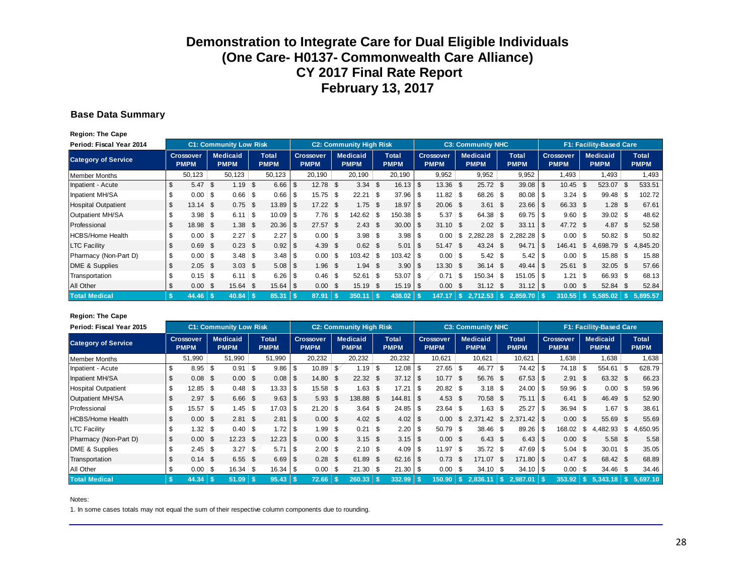# Demonstration to Integrate Care for Dual Eligible Individuals
# (One Care- H0137- Commonwealth Care Alliance)
# CY 2017 Final Rate Report
# February 13, 2017

### Base Data Summary

**Region: The Cape**

| Period: Fiscal Year 2014 | C1: Community Low Risk | | | C2: Community High Risk | | | C3: Community NHC | | | F1: Facility-Based Care | | |
|---|---|---|---|---|---|---|---|---|---|---|---|---|
| **Category of Service** | **Crossover PMPM** | **Medicaid PMPM** | **Total PMPM** | **Crossover PMPM** | **Medicaid PMPM** | **Total PMPM** | **Crossover PMPM** | **Medicaid PMPM** | **Total PMPM** | **Crossover PMPM** | **Medicaid PMPM** | **Total PMPM** |
| Member Months | 50,123 | 50,123 | 50,123 | 20,190 | 20,190 | 20,190 | 9,952 | 9,952 | 9,952 | 1,493 | 1,493 | 1,493 |
| Inpatient - Acute | $ 5.47 | $ 1.19 | $ 6.66 | $ 12.78 | $ 3.34 | $ 16.13 | $ 13.36 | $ 25.72 | $ 39.08 | $ 10.45 | $ 523.07 | $ 533.51 |
| Inpatient MH/SA | $ 0.00 | $ 0.66 | $ 0.66 | $ 15.75 | $ 22.21 | $ 37.96 | $ 11.82 | $ 68.26 | $ 80.08 | $ 3.24 | $ 99.48 | $ 102.72 |
| Hospital Outpatient | $ 13.14 | $ 0.75 | $ 13.89 | $ 17.22 | $ 1.75 | $ 18.97 | $ 20.06 | $ 3.61 | $ 23.66 | $ 66.33 | $ 1.28 | $ 67.61 |
| Outpatient MH/SA | $ 3.98 | $ 6.11 | $ 10.09 | $ 7.76 | $ 142.62 | $ 150.38 | $ 5.37 | $ 64.38 | $ 69.75 | $ 9.60 | $ 39.02 | $ 48.62 |
| Professional | $ 18.98 | $ 1.38 | $ 20.36 | $ 27.57 | $ 2.43 | $ 30.00 | $ 31.10 | $ 2.02 | $ 33.11 | $ 47.72 | $ 4.87 | $ 52.58 |
| HCBS/Home Health | $ 0.00 | $ 2.27 | $ 2.27 | $ 0.00 | $ 3.98 | $ 3.98 | $ 0.00 | $ 2,282.28 | $ 2,282.28 | $ 0.00 | $ 50.82 | $ 50.82 |
| LTC Facility | $ 0.69 | $ 0.23 | $ 0.92 | $ 4.39 | $ 0.62 | $ 5.01 | $ 51.47 | $ 43.24 | $ 94.71 | $ 146.41 | $ 4,698.79 | $ 4,845.20 |
| Pharmacy (Non-Part D) | $ 0.00 | $ 3.48 | $ 3.48 | $ 0.00 | $ 103.42 | $ 103.42 | $ 0.00 | $ 5.42 | $ 5.42 | $ 0.00 | $ 15.88 | $ 15.88 |
| DME & Supplies | $ 2.05 | $ 3.03 | $ 5.08 | $ 1.96 | $ 1.94 | $ 3.90 | $ 13.30 | $ 36.14 | $ 49.44 | $ 25.61 | $ 32.05 | $ 57.66 |
| Transportation | $ 0.15 | $ 6.11 | $ 6.26 | $ 0.46 | $ 52.61 | $ 53.07 | $ 0.71 | $ 150.34 | $ 151.05 | $ 1.21 | $ 66.93 | $ 68.13 |
| All Other | $ 0.00 | $ 15.64 | $ 15.64 | $ 0.00 | $ 15.19 | $ 15.19 | $ 0.00 | $ 31.12 | $ 31.12 | $ 0.00 | $ 52.84 | $ 52.84 |
| **Total Medical** | **$ 44.46** | **$ 40.84** | **$ 85.31** | **$ 87.91** | **$ 350.11** | **$ 438.02** | **$ 147.17** | **$ 2,712.53** | **$ 2,859.70** | **$ 310.55** | **$ 5,585.02** | **$ 5,895.57** |

**Region: The Cape**

| Period: Fiscal Year 2015 | C1: Community Low Risk | | | C2: Community High Risk | | | C3: Community NHC | | | F1: Facility-Based Care | | |
|---|---|---|---|---|---|---|---|---|---|---|---|---|
| **Category of Service** | **Crossover PMPM** | **Medicaid PMPM** | **Total PMPM** | **Crossover PMPM** | **Medicaid PMPM** | **Total PMPM** | **Crossover PMPM** | **Medicaid PMPM** | **Total PMPM** | **Crossover PMPM** | **Medicaid PMPM** | **Total PMPM** |
| Member Months | 51,990 | 51,990 | 51,990 | 20,232 | 20,232 | 20,232 | 10,621 | 10,621 | 10,621 | 1,638 | 1,638 | 1,638 |
| Inpatient - Acute | $ 8.95 | $ 0.91 | $ 9.86 | $ 10.89 | $ 1.19 | $ 12.08 | $ 27.65 | $ 46.77 | $ 74.42 | $ 74.18 | $ 554.61 | $ 628.79 |
| Inpatient MH/SA | $ 0.08 | $ 0.00 | $ 0.08 | $ 14.80 | $ 22.32 | $ 37.12 | $ 10.77 | $ 56.76 | $ 67.53 | $ 2.91 | $ 63.32 | $ 66.23 |
| Hospital Outpatient | $ 12.85 | $ 0.48 | $ 13.33 | $ 15.58 | $ 1.63 | $ 17.21 | $ 20.82 | $ 3.18 | $ 24.00 | $ 59.96 | $ 0.00 | $ 59.96 |
| Outpatient MH/SA | $ 2.97 | $ 6.66 | $ 9.63 | $ 5.93 | $ 138.88 | $ 144.81 | $ 4.53 | $ 70.58 | $ 75.11 | $ 6.41 | $ 46.49 | $ 52.90 |
| Professional | $ 15.57 | $ 1.45 | $ 17.03 | $ 21.20 | $ 3.64 | $ 24.85 | $ 23.64 | $ 1.63 | $ 25.27 | $ 36.94 | $ 1.67 | $ 38.61 |
| HCBS/Home Health | $ 0.00 | $ 2.81 | $ 2.81 | $ 0.00 | $ 4.02 | $ 4.02 | $ 0.00 | $ 2,371.42 | $ 2,371.42 | $ 0.00 | $ 55.69 | $ 55.69 |
| LTC Facility | $ 1.32 | $ 0.40 | $ 1.72 | $ 1.99 | $ 0.21 | $ 2.20 | $ 50.79 | $ 38.46 | $ 89.26 | $ 168.02 | $ 4,482.93 | $ 4,650.95 |
| Pharmacy (Non-Part D) | $ 0.00 | $ 12.23 | $ 12.23 | $ 0.00 | $ 3.15 | $ 3.15 | $ 0.00 | $ 6.43 | $ 6.43 | $ 0.00 | $ 5.58 | $ 5.58 |
| DME & Supplies | $ 2.45 | $ 3.27 | $ 5.71 | $ 2.00 | $ 2.10 | $ 4.09 | $ 11.97 | $ 35.72 | $ 47.69 | $ 5.04 | $ 30.01 | $ 35.05 |
| Transportation | $ 0.14 | $ 6.55 | $ 6.69 | $ 0.28 | $ 61.89 | $ 62.16 | $ 0.73 | $ 171.07 | $ 171.80 | $ 0.47 | $ 68.42 | $ 68.89 |
| All Other | $ 0.00 | $ 16.34 | $ 16.34 | $ 0.00 | $ 21.30 | $ 21.30 | $ 0.00 | $ 34.10 | $ 34.10 | $ 0.00 | $ 34.46 | $ 34.46 |
| **Total Medical** | **$ 44.34** | **$ 51.09** | **$ 95.43** | **$ 72.66** | **$ 260.33** | **$ 332.99** | **$ 150.90** | **$ 2,836.11** | **$ 2,987.01** | **$ 353.92** | **$ 5,343.18** | **$ 5,697.10** |

Notes:

1. In some cases totals may not equal the sum of their respective column components due to rounding.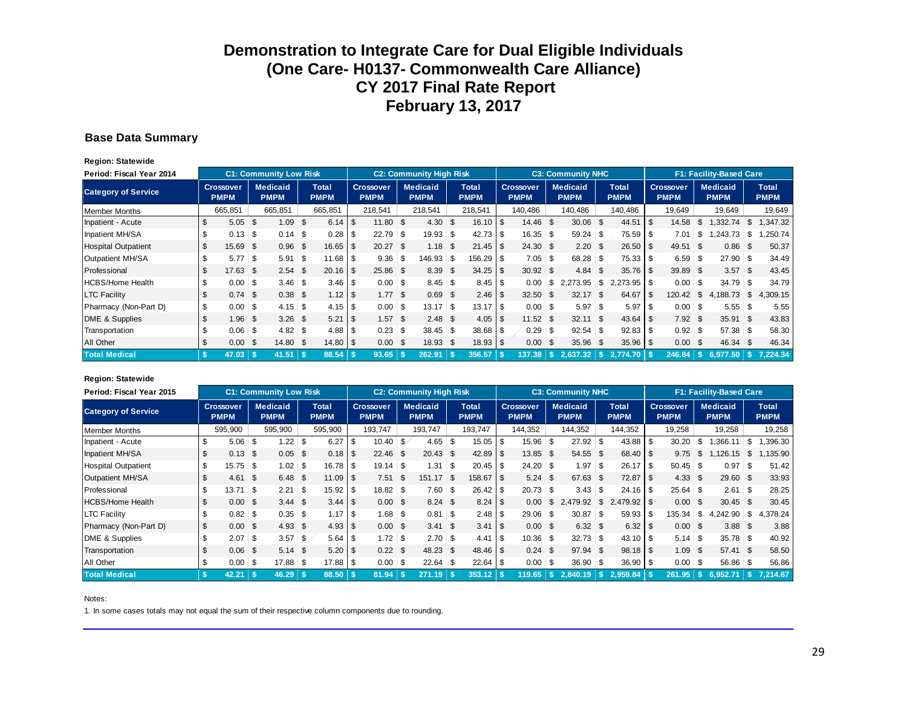# Demonstration to Integrate Care for Dual Eligible Individuals
# (One Care- H0137- Commonwealth Care Alliance)
# CY 2017 Final Rate Report
# February 13, 2017

### Base Data Summary

**Region: Statewide**

| Period: Fiscal Year 2014 | C1: Community Low Risk | | | C2: Community High Risk | | | C3: Community NHC | | | F1: Facility-Based Care | | |
|---|---|---|---|---|---|---|---|---|---|---|---|---|
| **Category of Service** | **Crossover PMPM** | **Medicaid PMPM** | **Total PMPM** | **Crossover PMPM** | **Medicaid PMPM** | **Total PMPM** | **Crossover PMPM** | **Medicaid PMPM** | **Total PMPM** | **Crossover PMPM** | **Medicaid PMPM** | **Total PMPM** |
| Member Months | 665,851 | 665,851 | 665,851 | 218,541 | 218,541 | 218,541 | 140,486 | 140,486 | 140,486 | 19,649 | 19,649 | 19,649 |
| Inpatient - Acute | $ 5.05 | $ 1.09 | $ 6.14 | $ 11.80 | $ 4.30 | $ 16.10 | $ 14.46 | $ 30.06 | $ 44.51 | $ 14.58 | $ 1,332.74 | $ 1,347.32 |
| Inpatient MH/SA | $ 0.13 | $ 0.14 | $ 0.28 | $ 22.79 | $ 19.93 | $ 42.73 | $ 16.35 | $ 59.24 | $ 75.59 | $ 7.01 | $ 1,243.73 | $ 1,250.74 |
| Hospital Outpatient | $ 15.69 | $ 0.96 | $ 16.65 | $ 20.27 | $ 1.18 | $ 21.45 | $ 24.30 | $ 2.20 | $ 26.50 | $ 49.51 | $ 0.86 | $ 50.37 |
| Outpatient MH/SA | $ 5.77 | $ 5.91 | $ 11.68 | $ 9.36 | $ 146.93 | $ 156.29 | $ 7.05 | $ 68.28 | $ 75.33 | $ 6.59 | $ 27.90 | $ 34.49 |
| Professional | $ 17.63 | $ 2.54 | $ 20.16 | $ 25.86 | $ 8.39 | $ 34.25 | $ 30.92 | $ 4.84 | $ 35.76 | $ 39.89 | $ 3.57 | $ 43.45 |
| HCBS/Home Health | $ 0.00 | $ 3.46 | $ 3.46 | $ 0.00 | $ 8.45 | $ 8.45 | $ 0.00 | $ 2,273.95 | $ 2,273.95 | $ 0.00 | $ 34.79 | $ 34.79 |
| LTC Facility | $ 0.74 | $ 0.38 | $ 1.12 | $ 1.77 | $ 0.69 | $ 2.46 | $ 32.50 | $ 32.17 | $ 64.67 | $ 120.42 | $ 4,188.73 | $ 4,309.15 |
| Pharmacy (Non-Part D) | $ 0.00 | $ 4.15 | $ 4.15 | $ 0.00 | $ 13.17 | $ 13.17 | $ 0.00 | $ 5.97 | $ 5.97 | $ 0.00 | $ 5.55 | $ 5.55 |
| DME & Supplies | $ 1.96 | $ 3.26 | $ 5.21 | $ 1.57 | $ 2.48 | $ 4.05 | $ 11.52 | $ 32.11 | $ 43.64 | $ 7.92 | $ 35.91 | $ 43.83 |
| Transportation | $ 0.06 | $ 4.82 | $ 4.88 | $ 0.23 | $ 38.45 | $ 38.68 | $ 0.29 | $ 92.54 | $ 92.83 | $ 0.92 | $ 57.38 | $ 58.30 |
| All Other | $ 0.00 | $ 14.80 | $ 14.80 | $ 0.00 | $ 18.93 | $ 18.93 | $ 0.00 | $ 35.96 | $ 35.96 | $ 0.00 | $ 46.34 | $ 46.34 |
| **Total Medical** | **$ 47.03** | **$ 41.51** | **$ 88.54** | **$ 93.65** | **$ 262.91** | **$ 356.57** | **$ 137.38** | **$ 2,637.32** | **$ 2,774.70** | **$ 246.84** | **$ 6,977.50** | **$ 7,224.34** |

**Region: Statewide**

| Period: Fiscal Year 2015 | C1: Community Low Risk | | | C2: Community High Risk | | | C3: Community NHC | | | F1: Facility-Based Care | | |
|---|---|---|---|---|---|---|---|---|---|---|---|---|
| **Category of Service** | **Crossover PMPM** | **Medicaid PMPM** | **Total PMPM** | **Crossover PMPM** | **Medicaid PMPM** | **Total PMPM** | **Crossover PMPM** | **Medicaid PMPM** | **Total PMPM** | **Crossover PMPM** | **Medicaid PMPM** | **Total PMPM** |
| Member Months | 595,900 | 595,900 | 595,900 | 193,747 | 193,747 | 193,747 | 144,352 | 144,352 | 144,352 | 19,258 | 19,258 | 19,258 |
| Inpatient - Acute | $ 5.06 | $ 1.22 | $ 6.27 | $ 10.40 | $ 4.65 | $ 15.05 | $ 15.96 | $ 27.92 | $ 43.88 | $ 30.20 | $ 1,366.11 | $ 1,396.30 |
| Inpatient MH/SA | $ 0.13 | $ 0.05 | $ 0.18 | $ 22.46 | $ 20.43 | $ 42.89 | $ 13.85 | $ 54.55 | $ 68.40 | $ 9.75 | $ 1,126.15 | $ 1,135.90 |
| Hospital Outpatient | $ 15.75 | $ 1.02 | $ 16.78 | $ 19.14 | $ 1.31 | $ 20.45 | $ 24.20 | $ 1.97 | $ 26.17 | $ 50.45 | $ 0.97 | $ 51.42 |
| Outpatient MH/SA | $ 4.61 | $ 6.48 | $ 11.09 | $ 7.51 | $ 151.17 | $ 158.67 | $ 5.24 | $ 67.63 | $ 72.87 | $ 4.33 | $ 29.60 | $ 33.93 |
| Professional | $ 13.71 | $ 2.21 | $ 15.92 | $ 18.82 | $ 7.60 | $ 26.42 | $ 20.73 | $ 3.43 | $ 24.16 | $ 25.64 | $ 2.61 | $ 28.25 |
| HCBS/Home Health | $ 0.00 | $ 3.44 | $ 3.44 | $ 0.00 | $ 8.24 | $ 8.24 | $ 0.00 | $ 2,479.92 | $ 2,479.92 | $ 0.00 | $ 30.45 | $ 30.45 |
| LTC Facility | $ 0.82 | $ 0.35 | $ 1.17 | $ 1.68 | $ 0.81 | $ 2.48 | $ 29.06 | $ 30.87 | $ 59.93 | $ 135.34 | $ 4,242.90 | $ 4,378.24 |
| Pharmacy (Non-Part D) | $ 0.00 | $ 4.93 | $ 4.93 | $ 0.00 | $ 3.41 | $ 3.41 | $ 0.00 | $ 6.32 | $ 6.32 | $ 0.00 | $ 3.88 | $ 3.88 |
| DME & Supplies | $ 2.07 | $ 3.57 | $ 5.64 | $ 1.72 | $ 2.70 | $ 4.41 | $ 10.36 | $ 32.73 | $ 43.10 | $ 5.14 | $ 35.78 | $ 40.92 |
| Transportation | $ 0.06 | $ 5.14 | $ 5.20 | $ 0.22 | $ 48.23 | $ 48.46 | $ 0.24 | $ 97.94 | $ 98.18 | $ 1.09 | $ 57.41 | $ 58.50 |
| All Other | $ 0.00 | $ 17.88 | $ 17.88 | $ 0.00 | $ 22.64 | $ 22.64 | $ 0.00 | $ 36.90 | $ 36.90 | $ 0.00 | $ 56.86 | $ 56.86 |
| **Total Medical** | **$ 42.21** | **$ 46.29** | **$ 88.50** | **$ 81.94** | **$ 271.19** | **$ 353.12** | **$ 119.65** | **$ 2,840.19** | **$ 2,959.84** | **$ 261.95** | **$ 6,952.71** | **$ 7,214.67** |

Notes:

1. In some cases totals may not equal the sum of their respective column components due to rounding.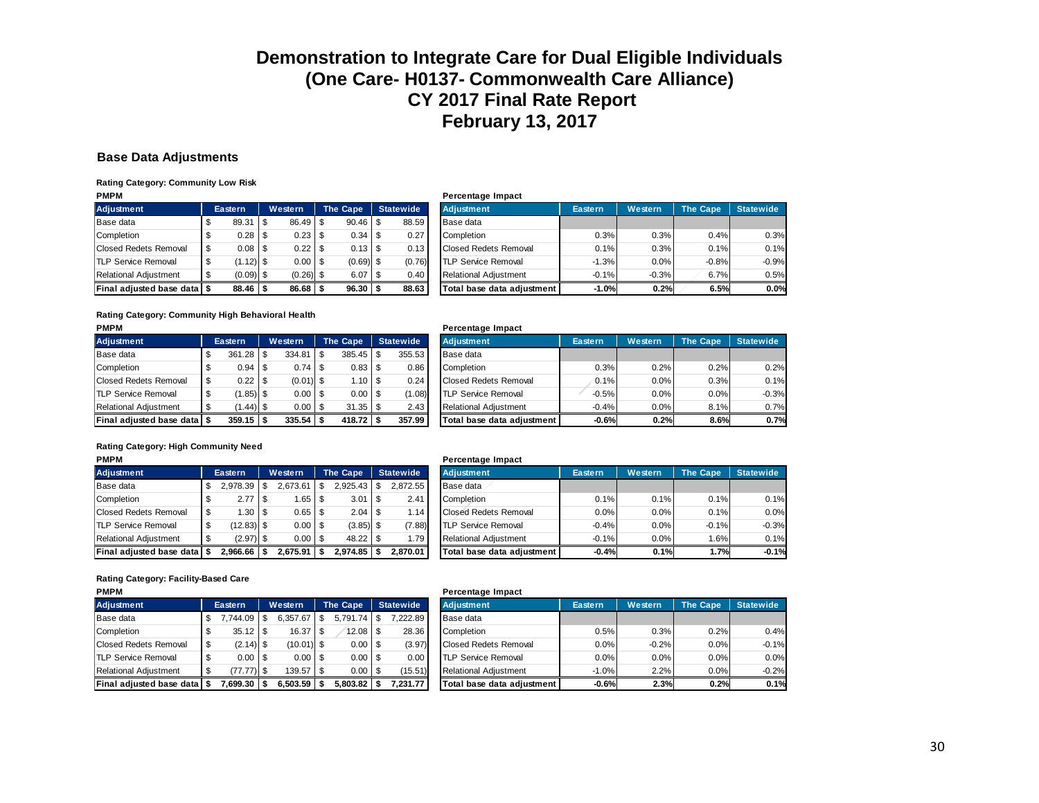# Demonstration to Integrate Care for Dual Eligible Individuals
# (One Care- H0137- Commonwealth Care Alliance)
# CY 2017 Final Rate Report
# February 13, 2017

## Base Data Adjustments

**Rating Category: Community Low Risk**

**PMPM**

| Adjustment | Eastern | Western | The Cape | Statewide |
|---|---|---|---|---|
| Base data | $ 89.31 | $ 86.49 | $ 90.46 | $ 88.59 |
| Completion | $ 0.28 | $ 0.23 | $ 0.34 | $ 0.27 |
| Closed Redets Removal | $ 0.08 | $ 0.22 | $ 0.13 | $ 0.13 |
| TLP Service Removal | $ (1.12) | $ 0.00 | $ (0.69) | $ (0.76) |
| Relational Adjustment | $ (0.09) | $ (0.26) | $ 6.07 | $ 0.40 |
| **Final adjusted base data** | **$ 88.46** | **$ 86.68** | **$ 96.30** | **$ 88.63** |

**Percentage Impact**

| Adjustment | Eastern | Western | The Cape | Statewide |
|---|---|---|---|---|
| Base data | | | | |
| Completion | 0.3% | 0.3% | 0.4% | 0.3% |
| Closed Redets Removal | 0.1% | 0.3% | 0.1% | 0.1% |
| TLP Service Removal | -1.3% | 0.0% | -0.8% | -0.9% |
| Relational Adjustment | -0.1% | -0.3% | 6.7% | 0.5% |
| **Total base data adjustment** | **-1.0%** | **0.2%** | **6.5%** | **0.0%** |

**Rating Category: Community High Behavioral Health**

**PMPM**

| Adjustment | Eastern | Western | The Cape | Statewide |
|---|---|---|---|---|
| Base data | $ 361.28 | $ 334.81 | $ 385.45 | $ 355.53 |
| Completion | $ 0.94 | $ 0.74 | $ 0.83 | $ 0.86 |
| Closed Redets Removal | $ 0.22 | $ (0.01) | $ 1.10 | $ 0.24 |
| TLP Service Removal | $ (1.85) | $ 0.00 | $ 0.00 | $ (1.08) |
| Relational Adjustment | $ (1.44) | $ 0.00 | $ 31.35 | $ 2.43 |
| **Final adjusted base data** | **$ 359.15** | **$ 335.54** | **$ 418.72** | **$ 357.99** |

**Percentage Impact**

| Adjustment | Eastern | Western | The Cape | Statewide |
|---|---|---|---|---|
| Base data | | | | |
| Completion | 0.3% | 0.2% | 0.2% | 0.2% |
| Closed Redets Removal | 0.1% | 0.0% | 0.3% | 0.1% |
| TLP Service Removal | -0.5% | 0.0% | 0.0% | -0.3% |
| Relational Adjustment | -0.4% | 0.0% | 8.1% | 0.7% |
| **Total base data adjustment** | **-0.6%** | **0.2%** | **8.6%** | **0.7%** |

**Rating Category: High Community Need**

**PMPM**

| Adjustment | Eastern | Western | The Cape | Statewide |
|---|---|---|---|---|
| Base data | $ 2,978.39 | $ 2,673.61 | $ 2,925.43 | $ 2,872.55 |
| Completion | $ 2.77 | $ 1.65 | $ 3.01 | $ 2.41 |
| Closed Redets Removal | $ 1.30 | $ 0.65 | $ 2.04 | $ 1.14 |
| TLP Service Removal | $ (12.83) | $ 0.00 | $ (3.85) | $ (7.88) |
| Relational Adjustment | $ (2.97) | $ 0.00 | $ 48.22 | $ 1.79 |
| **Final adjusted base data** | **$ 2,966.66** | **$ 2,675.91** | **$ 2,974.85** | **$ 2,870.01** |

**Percentage Impact**

| Adjustment | Eastern | Western | The Cape | Statewide |
|---|---|---|---|---|
| Base data | | | | |
| Completion | 0.1% | 0.1% | 0.1% | 0.1% |
| Closed Redets Removal | 0.0% | 0.0% | 0.1% | 0.0% |
| TLP Service Removal | -0.4% | 0.0% | -0.1% | -0.3% |
| Relational Adjustment | -0.1% | 0.0% | 1.6% | 0.1% |
| **Total base data adjustment** | **-0.4%** | **0.1%** | **1.7%** | **-0.1%** |

**Rating Category: Facility-Based Care**

**PMPM**

| Adjustment | Eastern | Western | The Cape | Statewide |
|---|---|---|---|---|
| Base data | $ 7,744.09 | $ 6,357.67 | $ 5,791.74 | $ 7,222.89 |
| Completion | $ 35.12 | $ 16.37 | $ 12.08 | $ 28.36 |
| Closed Redets Removal | $ (2.14) | $ (10.01) | $ 0.00 | $ (3.97) |
| TLP Service Removal | $ 0.00 | $ 0.00 | $ 0.00 | $ 0.00 |
| Relational Adjustment | $ (77.77) | $ 139.57 | $ 0.00 | $ (15.51) |
| **Final adjusted base data** | **$ 7,699.30** | **$ 6,503.59** | **$ 5,803.82** | **$ 7,231.77** |

**Percentage Impact**

| Adjustment | Eastern | Western | The Cape | Statewide |
|---|---|---|---|---|
| Base data | | | | |
| Completion | 0.5% | 0.3% | 0.2% | 0.4% |
| Closed Redets Removal | 0.0% | -0.2% | 0.0% | -0.1% |
| TLP Service Removal | 0.0% | 0.0% | 0.0% | 0.0% |
| Relational Adjustment | -1.0% | 2.2% | 0.0% | -0.2% |
| **Total base data adjustment** | **-0.6%** | **2.3%** | **0.2%** | **0.1%** |